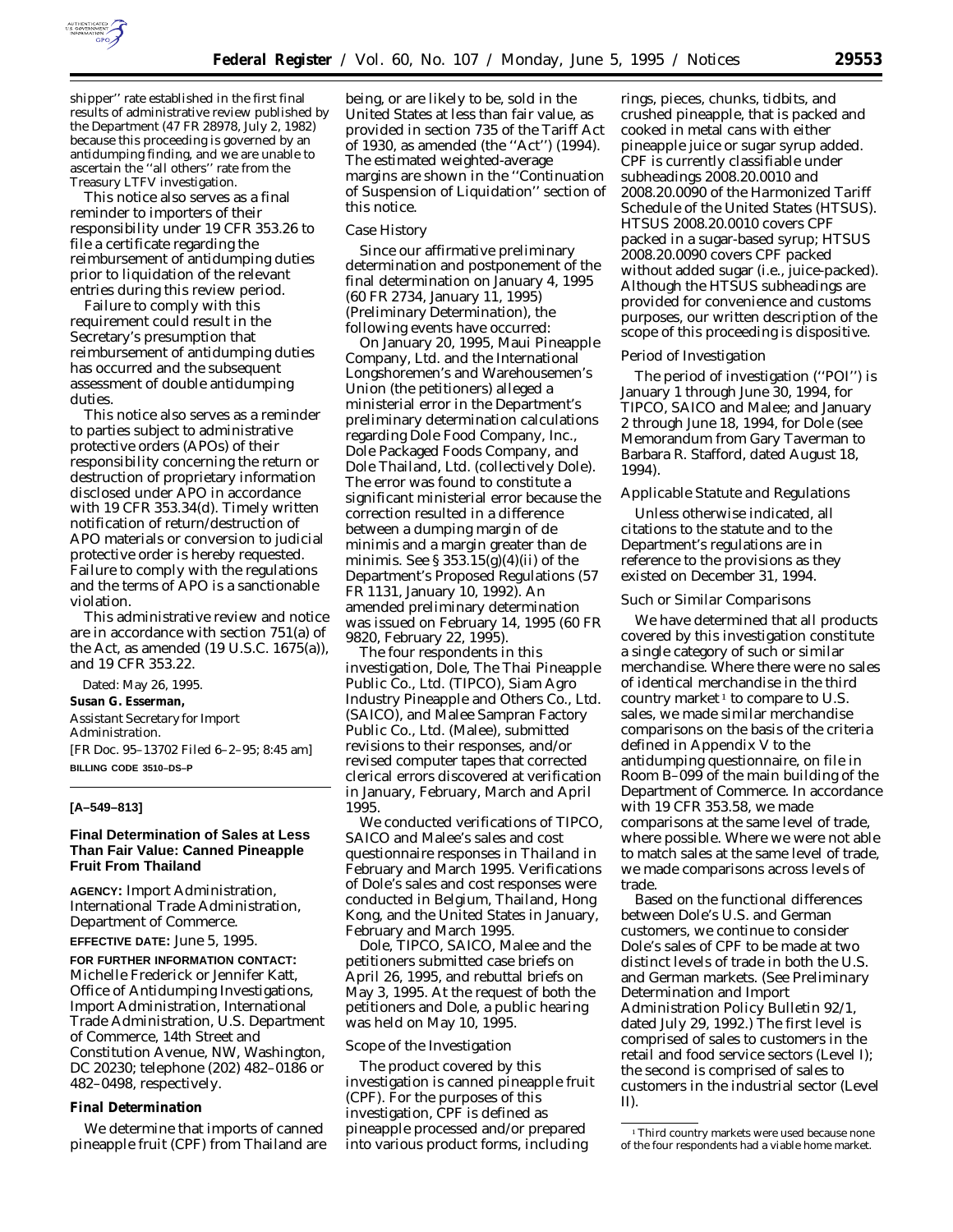shipper'' rate established in the first final results of administrative review published by the Department (47 FR 28978, July 2, 1982) because this proceeding is governed by an antidumping finding, and we are unable to ascertain the ''all others'' rate from the Treasury LTFV investigation.

This notice also serves as a final reminder to importers of their responsibility under 19 CFR 353.26 to file a certificate regarding the reimbursement of antidumping duties prior to liquidation of the relevant entries during this review period.

Failure to comply with this requirement could result in the Secretary's presumption that reimbursement of antidumping duties has occurred and the subsequent assessment of double antidumping duties.

This notice also serves as a reminder to parties subject to administrative protective orders (APOs) of their responsibility concerning the return or destruction of proprietary information disclosed under APO in accordance with 19 CFR 353.34(d). Timely written notification of return/destruction of APO materials or conversion to judicial protective order is hereby requested. Failure to comply with the regulations and the terms of APO is a sanctionable violation.

This administrative review and notice are in accordance with section 751(a) of the Act, as amended (19 U.S.C. 1675(a)), and 19 CFR 353.22.

Dated: May 26, 1995.

**Susan G. Esserman,**

*Assistant Secretary for Import Administration.*

[FR Doc. 95–13702 Filed 6–2–95; 8:45 am]

**BILLING CODE 3510–DS–P**

**[A–549–813]**

## Final Determination of Sales at Less Than Fair Value: Canned Pineapple Fruit From Thailand

**AGENCY:** Import Administration, International Trade Administration, Department of Commerce.

**EFFECTIVE DATE:** June 5, 1995.

**FOR FURTHER INFORMATION CONTACT:** Michelle Frederick or Jennifer Katt, Office of Antidumping Investigations, Import Administration, International Trade Administration, U.S. Department of Commerce, 14th Street and Constitution Avenue, NW, Washington, DC 20230; telephone (202) 482–0186 or 482–0498, respectively.

### Final Determination

We determine that imports of canned pineapple fruit (CPF) from Thailand are being, or are likely to be, sold in the United States at less than fair value, as provided in section 735 of the Tariff Act of 1930, as amended (the ''Act'') (1994). The estimated weighted-average margins are shown in the ''Continuation of Suspension of Liquidation'' section of this notice.

### Case History

Since our affirmative preliminary determination and postponement of the final determination on January 4, 1995 (60 FR 2734, January 11, 1995) (*Preliminary Determination*), the following events have occurred:

On January 20, 1995, Maui Pineapple Company, Ltd. and the International Longshoremen's and Warehousemen's Union (the petitioners) alleged a ministerial error in the Department's preliminary determination calculations regarding Dole Food Company, Inc., Dole Packaged Foods Company, and Dole Thailand, Ltd. (collectively Dole). The error was found to constitute a significant ministerial error because the correction resulted in a difference between a dumping margin of de minimis and a margin greater than de minimis. See § 353.15(g)(4)(ii) of the Department's Proposed Regulations (57 FR 1131, January 10, 1992). An amended preliminary determination was issued on February 14, 1995 (60 FR 9820, February 22, 1995).

The four respondents in this investigation, Dole, The Thai Pineapple Public Co., Ltd. (TIPCO), Siam Agro Industry Pineapple and Others Co., Ltd. (SAICO), and Malee Sampran Factory Public Co., Ltd. (Malee), submitted revisions to their responses, and/or revised computer tapes that corrected clerical errors discovered at verification in January, February, March and April 1995.

We conducted verifications of TIPCO, SAICO and Malee's sales and cost questionnaire responses in Thailand in February and March 1995. Verifications of Dole's sales and cost responses were conducted in Belgium, Thailand, Hong Kong, and the United States in January, February and March 1995.

Dole, TIPCO, SAICO, Malee and the petitioners submitted case briefs on April 26, 1995, and rebuttal briefs on May 3, 1995. At the request of both the petitioners and Dole, a public hearing was held on May 10, 1995.

### Scope of the Investigation

The product covered by this investigation is canned pineapple fruit (CPF). For the purposes of this investigation, CPF is defined as pineapple processed and/or prepared into various product forms, including rings, pieces, chunks, tidbits, and crushed pineapple, that is packed and cooked in metal cans with either pineapple juice or sugar syrup added. CPF is currently classifiable under subheadings 2008.20.0010 and 2008.20.0090 of the Harmonized Tariff Schedule of the United States (HTSUS). HTSUS 2008.20.0010 covers CPF packed in a sugar-based syrup; HTSUS 2008.20.0090 covers CPF packed without added sugar (i.e., juice-packed). Although the HTSUS subheadings are provided for convenience and customs purposes, our written description of the scope of this proceeding is dispositive.

### Period of Investigation

The period of investigation (''POI'') is January 1 through June 30, 1994, for TIPCO, SAICO and Malee; and January 2 through June 18, 1994, for Dole (see Memorandum from Gary Taverman to Barbara R. Stafford, dated August 18, 1994).

### Applicable Statute and Regulations

Unless otherwise indicated, all citations to the statute and to the Department's regulations are in reference to the provisions as they existed on December 31, 1994.

### Such or Similar Comparisons

We have determined that all products covered by this investigation constitute a single category of such or similar merchandise. Where there were no sales of identical merchandise in the third country market [1] to compare to U.S. sales, we made similar merchandise comparisons on the basis of the criteria defined in Appendix V to the antidumping questionnaire, on file in Room B–099 of the main building of the Department of Commerce. In accordance with 19 CFR 353.58, we made comparisons at the same level of trade, where possible. Where we were not able to match sales at the same level of trade, we made comparisons across levels of trade.

Based on the functional differences between Dole's U.S. and German customers, we continue to consider Dole's sales of CPF to be made at two distinct levels of trade in both the U.S. and German markets. (See *Preliminary Determination* and Import Administration Policy Bulletin 92/1, dated July 29, 1992.) The first level is comprised of sales to customers in the retail and food service sectors (Level I); the second is comprised of sales to customers in the industrial sector (Level II).

[1] Third country markets were used because none of the four respondents had a viable home market.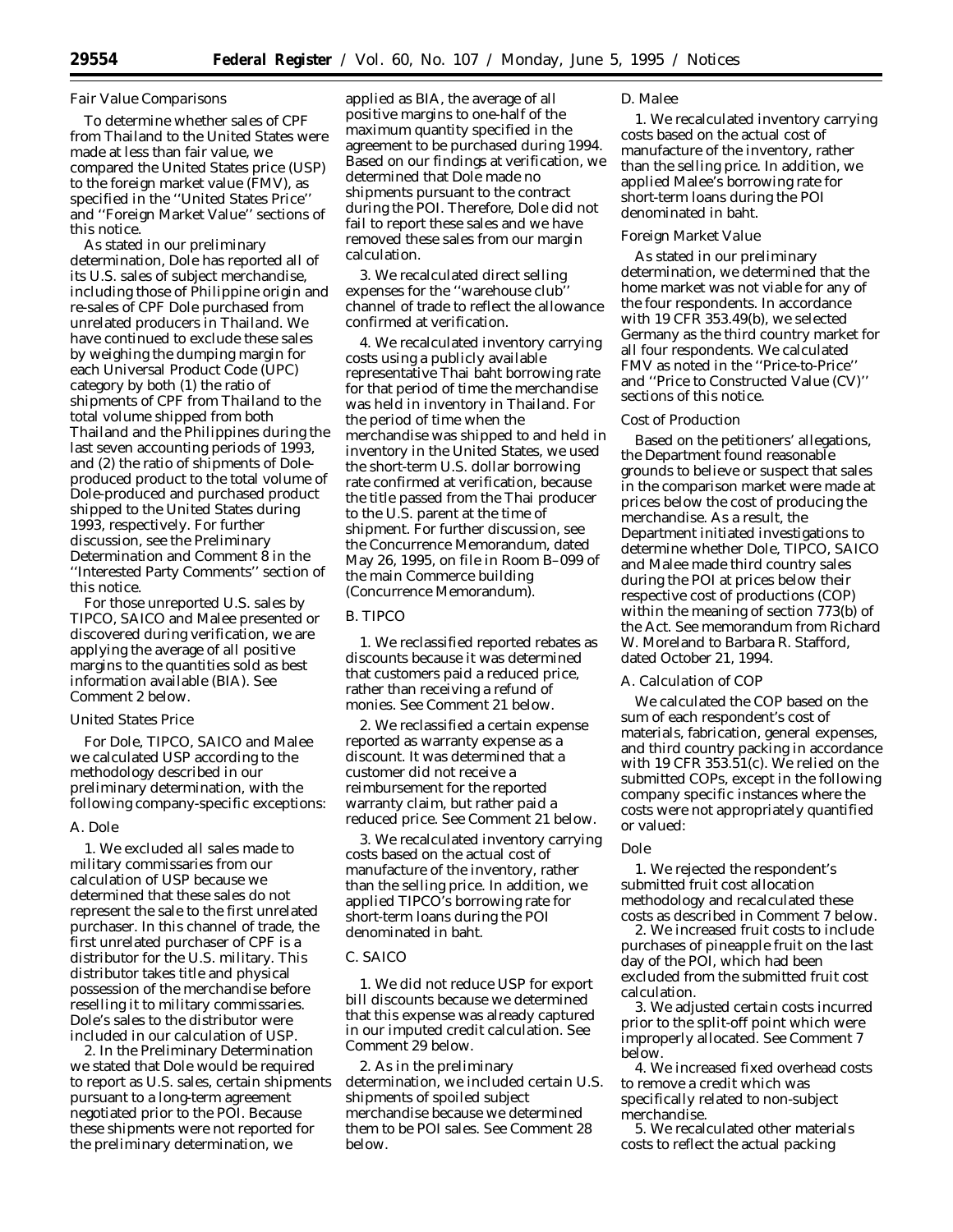### Fair Value Comparisons

To determine whether sales of CPF from Thailand to the United States were made at less than fair value, we compared the United States price (USP) to the foreign market value (FMV), as specified in the ''United States Price'' and ''Foreign Market Value'' sections of this notice.

As stated in our preliminary determination, Dole has reported all of its U.S. sales of subject merchandise, including those of Philippine origin and re-sales of CPF Dole purchased from unrelated producers in Thailand. We have continued to exclude these sales by weighing the dumping margin for each Universal Product Code (UPC) category by both (1) the ratio of shipments of CPF from Thailand to the total volume shipped from both Thailand and the Philippines during the last seven accounting periods of 1993, and (2) the ratio of shipments of Dole-produced product to the total volume of Dole-produced and purchased product shipped to the United States during 1993, respectively. For further discussion, see the Preliminary Determination and Comment 8 in the ''Interested Party Comments'' section of this notice.

For those unreported U.S. sales by TIPCO, SAICO and Malee presented or discovered during verification, we are applying the average of all positive margins to the quantities sold as best information available (BIA). See Comment 2 below.

### United States Price

For Dole, TIPCO, SAICO and Malee we calculated USP according to the methodology described in our preliminary determination, with the following company-specific exceptions:

#### A. Dole

1. We excluded all sales made to military commissaries from our calculation of USP because we determined that these sales do not represent the sale to the first unrelated purchaser. In this channel of trade, the first unrelated purchaser of CPF is a distributor for the U.S. military. This distributor takes title and physical possession of the merchandise before reselling it to military commissaries. Dole's sales to the distributor were included in our calculation of USP.

2. In the *Preliminary Determination* we stated that Dole would be required to report as U.S. sales, certain shipments pursuant to a long-term agreement negotiated prior to the POI. Because these shipments were not reported for the preliminary determination, we applied as BIA, the average of all positive margins to one-half of the maximum quantity specified in the agreement to be purchased during 1994. Based on our findings at verification, we determined that Dole made no shipments pursuant to the contract during the POI. Therefore, Dole did not fail to report these sales and we have removed these sales from our margin calculation.

3. We recalculated direct selling expenses for the ''warehouse club'' channel of trade to reflect the allowance confirmed at verification.

4. We recalculated inventory carrying costs using a publicly available representative Thai baht borrowing rate for that period of time the merchandise was held in inventory in Thailand. For the period of time when the merchandise was shipped to and held in inventory in the United States, we used the short-term U.S. dollar borrowing rate confirmed at verification, because the title passed from the Thai producer to the U.S. parent at the time of shipment. For further discussion, see the Concurrence Memorandum, dated May 26, 1995, on file in Room B–099 of the main Commerce building (Concurrence Memorandum).

#### B. TIPCO

1. We reclassified reported rebates as discounts because it was determined that customers paid a reduced price, rather than receiving a refund of monies. See Comment 21 below.

2. We reclassified a certain expense reported as warranty expense as a discount. It was determined that a customer did not receive a reimbursement for the reported warranty claim, but rather paid a reduced price. See Comment 21 below.

3. We recalculated inventory carrying costs based on the actual cost of manufacture of the inventory, rather than the selling price. In addition, we applied TIPCO's borrowing rate for short-term loans during the POI denominated in baht.

#### C. SAICO

1. We did not reduce USP for export bill discounts because we determined that this expense was already captured in our imputed credit calculation. See Comment 29 below.

2. As in the preliminary determination, we included certain U.S. shipments of spoiled subject merchandise because we determined them to be POI sales. See Comment 28 below.

#### D. Malee

1. We recalculated inventory carrying costs based on the actual cost of manufacture of the inventory, rather than the selling price. In addition, we applied Malee's borrowing rate for short-term loans during the POI denominated in baht.

### Foreign Market Value

As stated in our preliminary determination, we determined that the home market was not viable for any of the four respondents. In accordance with 19 CFR 353.49(b), we selected Germany as the third country market for all four respondents. We calculated FMV as noted in the ''Price-to-Price'' and ''Price to Constructed Value (CV)'' sections of this notice.

### Cost of Production

Based on the petitioners' allegations, the Department found reasonable grounds to believe or suspect that sales in the comparison market were made at prices below the cost of producing the merchandise. As a result, the Department initiated investigations to determine whether Dole, TIPCO, SAICO and Malee made third country sales during the POI at prices below their respective cost of productions (COP) within the meaning of section 773(b) of the Act. See memorandum from Richard W. Moreland to Barbara R. Stafford, dated October 21, 1994.

#### A. Calculation of COP

We calculated the COP based on the sum of each respondent's cost of materials, fabrication, general expenses, and third country packing in accordance with 19 CFR 353.51(c). We relied on the submitted COPs, except in the following company specific instances where the costs were not appropriately quantified or valued:

#### Dole

1. We rejected the respondent's submitted fruit cost allocation methodology and recalculated these costs as described in Comment 7 below.

2. We increased fruit costs to include purchases of pineapple fruit on the last day of the POI, which had been excluded from the submitted fruit cost calculation.

3. We adjusted certain costs incurred prior to the split-off point which were improperly allocated. See Comment 7 below.

4. We increased fixed overhead costs to remove a credit which was specifically related to non-subject merchandise.

5. We recalculated other materials costs to reflect the actual packing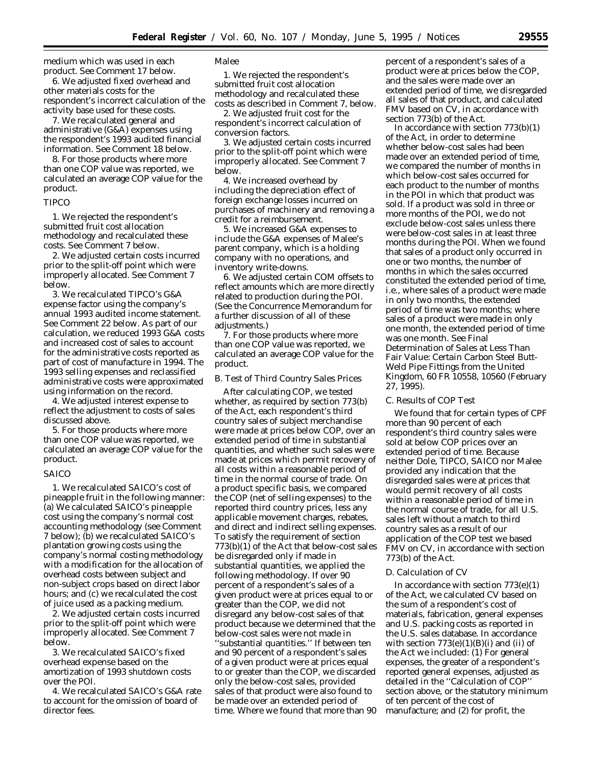medium which was used in each product. See Comment 17 below.

6. We adjusted fixed overhead and other materials costs for the respondent's incorrect calculation of the activity base used for these costs.

7. We recalculated general and administrative (G&A) expenses using the respondent's 1993 audited financial information. See Comment 18 below.

8. For those products where more than one COP value was reported, we calculated an average COP value for the product.

TIPCO

1. We rejected the respondent's submitted fruit cost allocation methodology and recalculated these costs. See Comment 7 below.

2. We adjusted certain costs incurred prior to the split-off point which were improperly allocated. See Comment 7 below.

3. We recalculated TIPCO's G&A expense factor using the company's annual 1993 audited income statement. See Comment 22 below. As part of our calculation, we reduced 1993 G&A costs and increased cost of sales to account for the administrative costs reported as part of cost of manufacture in 1994. The 1993 selling expenses and reclassified administrative costs were approximated using information on the record.

4. We adjusted interest expense to reflect the adjustment to costs of sales discussed above.

5. For those products where more than one COP value was reported, we calculated an average COP value for the product.

SAICO

1. We recalculated SAICO's cost of pineapple fruit in the following manner: (a) We calculated SAICO's pineapple cost using the company's normal cost accounting methodology (see Comment 7 below); (b) we recalculated SAICO's plantation growing costs using the company's normal costing methodology with a modification for the allocation of overhead costs between subject and non-subject crops based on direct labor hours; and (c) we recalculated the cost of juice used as a packing medium.

2. We adjusted certain costs incurred prior to the split-off point which were improperly allocated. See Comment 7 below.

3. We recalculated SAICO's fixed overhead expense based on the amortization of 1993 shutdown costs over the POI.

4. We recalculated SAICO's G&A rate to account for the omission of board of director fees.

Malee

1. We rejected the respondent's submitted fruit cost allocation methodology and recalculated these costs as described in Comment 7, below.

2. We adjusted fruit cost for the respondent's incorrect calculation of conversion factors.

3. We adjusted certain costs incurred prior to the split-off point which were improperly allocated. See Comment 7 below.

4. We increased overhead by including the depreciation effect of foreign exchange losses incurred on purchases of machinery and removing a credit for a reimbursement.

5. We increased G&A expenses to include the G&A expenses of Malee's parent company, which is a holding company with no operations, and inventory write-downs.

6. We adjusted certain COM offsets to reflect amounts which are more directly related to production during the POI. (See the Concurrence Memorandum for a further discussion of all of these adjustments.)

7. For those products where more than one COP value was reported, we calculated an average COP value for the product.

*B. Test of Third Country Sales Prices*

After calculating COP, we tested whether, as required by section 773(b) of the Act, each respondent's third country sales of subject merchandise were made at prices below COP, over an extended period of time in substantial quantities, and whether such sales were made at prices which permit recovery of all costs within a reasonable period of time in the normal course of trade. On a product specific basis, we compared the COP (net of selling expenses) to the reported third country prices, less any applicable movement charges, rebates, and direct and indirect selling expenses. To satisfy the requirement of section 773(b)(1) of the Act that below-cost sales be disregarded only if made in substantial quantities, we applied the following methodology. If over 90 percent of a respondent's sales of a given product were at prices equal to or greater than the COP, we did not disregard any below-cost sales of that product because we determined that the below-cost sales were not made in "substantial quantities." If between ten and 90 percent of a respondent's sales of a given product were at prices equal to or greater than the COP, we discarded only the below-cost sales, provided sales of that product were also found to be made over an extended period of time. Where we found that more than 90 percent of a respondent's sales of a product were at prices below the COP, and the sales were made over an extended period of time, we disregarded all sales of that product, and calculated FMV based on CV, in accordance with section 773(b) of the Act.

In accordance with section 773(b)(1) of the Act, in order to determine whether below-cost sales had been made over an extended period of time, we compared the number of months in which below-cost sales occurred for each product to the number of months in the POI in which that product was sold. If a product was sold in three or more months of the POI, we do not exclude below-cost sales unless there were below-cost sales in at least three months during the POI. When we found that sales of a product only occurred in one or two months, the number of months in which the sales occurred constituted the extended period of time, i.e., where sales of a product were made in only two months, the extended period of time was two months; where sales of a product were made in only one month, the extended period of time was one month. See *Final Determination of Sales at Less Than Fair Value: Certain Carbon Steel Butt-Weld Pipe Fittings from the United Kingdom*, 60 FR 10558, 10560 (February 27, 1995).

*C. Results of COP Test*

We found that for certain types of CPF more than 90 percent of each respondent's third country sales were sold at below COP prices over an extended period of time. Because neither Dole, TIPCO, SAICO nor Malee provided any indication that the disregarded sales were at prices that would permit recovery of all costs within a reasonable period of time in the normal course of trade, for all U.S. sales left without a match to third country sales as a result of our application of the COP test we based FMV on CV, in accordance with section 773(b) of the Act.

*D. Calculation of CV*

In accordance with section 773(e)(1) of the Act, we calculated CV based on the sum of a respondent's cost of materials, fabrication, general expenses and U.S. packing costs as reported in the U.S. sales database. In accordance with section 773(e)(1)(B)(i) and (ii) of the Act we included: (1) For general expenses, the greater of a respondent's reported general expenses, adjusted as detailed in the "Calculation of COP" section above, or the statutory minimum of ten percent of the cost of manufacture; and (2) for profit, the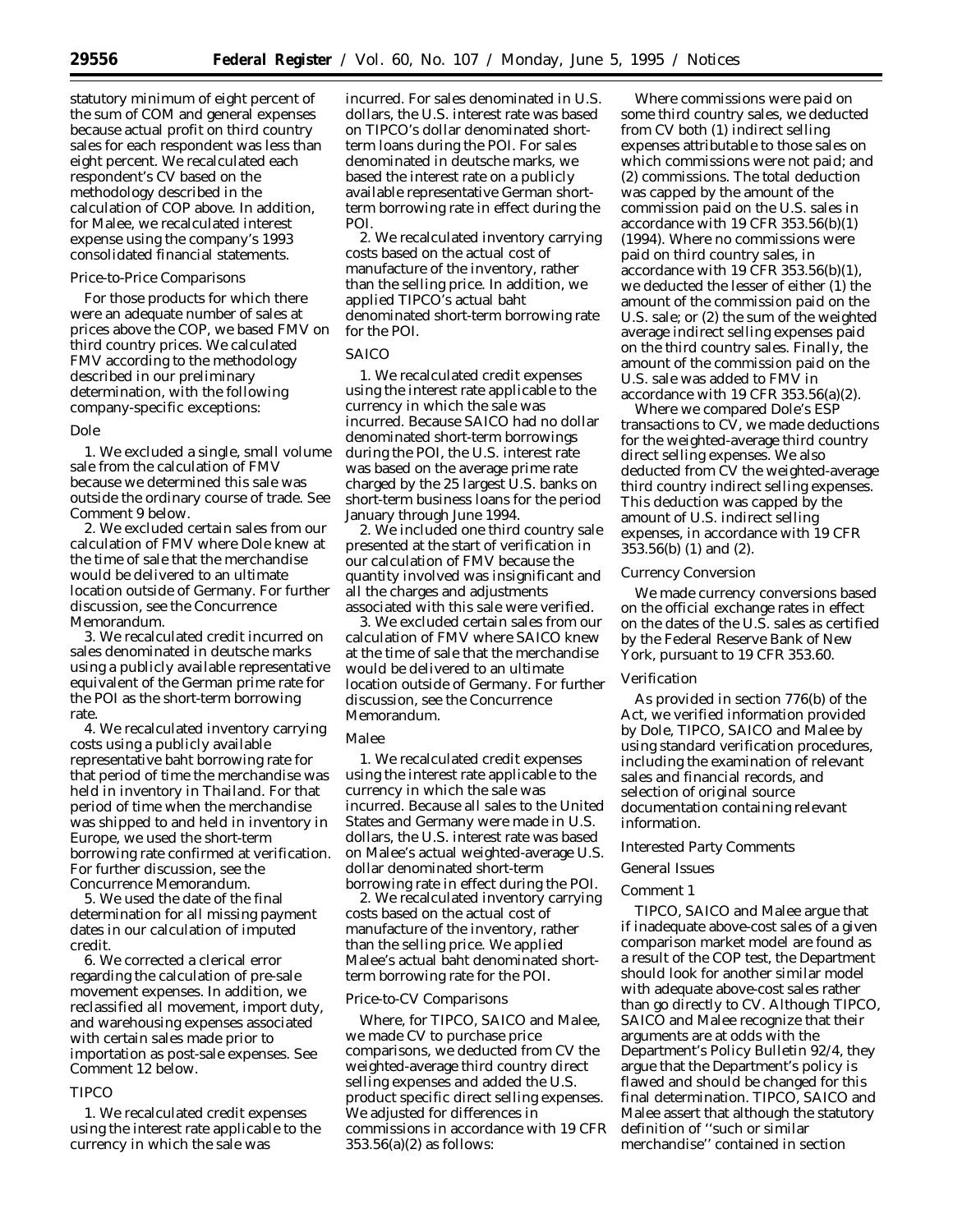statutory minimum of eight percent of the sum of COM and general expenses because actual profit on third country sales for each respondent was less than eight percent. We recalculated each respondent's CV based on the methodology described in the calculation of COP above. In addition, for Malee, we recalculated interest expense using the company's 1993 consolidated financial statements.

*Price-to-Price Comparisons*

For those products for which there were an adequate number of sales at prices above the COP, we based FMV on third country prices. We calculated FMV according to the methodology described in our preliminary determination, with the following company-specific exceptions:

*Dole*

1. We excluded a single, small volume sale from the calculation of FMV because we determined this sale was outside the ordinary course of trade. See Comment 9 below.

2. We excluded certain sales from our calculation of FMV where Dole knew at the time of sale that the merchandise would be delivered to an ultimate location outside of Germany. For further discussion, see the Concurrence Memorandum.

3. We recalculated credit incurred on sales denominated in deutsche marks using a publicly available representative equivalent of the German prime rate for the POI as the short-term borrowing rate.

4. We recalculated inventory carrying costs using a publicly available representative baht borrowing rate for that period of time the merchandise was held in inventory in Thailand. For that period of time when the merchandise was shipped to and held in inventory in Europe, we used the short-term borrowing rate confirmed at verification. For further discussion, see the Concurrence Memorandum.

5. We used the date of the final determination for all missing payment dates in our calculation of imputed credit.

6. We corrected a clerical error regarding the calculation of pre-sale movement expenses. In addition, we reclassified all movement, import duty, and warehousing expenses associated with certain sales made prior to importation as post-sale expenses. See Comment 12 below.

*TIPCO*

1. We recalculated credit expenses using the interest rate applicable to the currency in which the sale was incurred. For sales denominated in U.S. dollars, the U.S. interest rate was based on TIPCO's dollar denominated short-term loans during the POI. For sales denominated in deutsche marks, we based the interest rate on a publicly available representative German short-term borrowing rate in effect during the POI.

2. We recalculated inventory carrying costs based on the actual cost of manufacture of the inventory, rather than the selling price. In addition, we applied TIPCO's actual baht denominated short-term borrowing rate for the POI.

*SAICO*

1. We recalculated credit expenses using the interest rate applicable to the currency in which the sale was incurred. Because SAICO had no dollar denominated short-term borrowings during the POI, the U.S. interest rate was based on the average prime rate charged by the 25 largest U.S. banks on short-term business loans for the period January through June 1994.

2. We included one third country sale presented at the start of verification in our calculation of FMV because the quantity involved was insignificant and all the charges and adjustments associated with this sale were verified.

3. We excluded certain sales from our calculation of FMV where SAICO knew at the time of sale that the merchandise would be delivered to an ultimate location outside of Germany. For further discussion, see the Concurrence Memorandum.

*Malee*

1. We recalculated credit expenses using the interest rate applicable to the currency in which the sale was incurred. Because all sales to the United States and Germany were made in U.S. dollars, the U.S. interest rate was based on Malee's actual weighted-average U.S. dollar denominated short-term borrowing rate in effect during the POI.

2. We recalculated inventory carrying costs based on the actual cost of manufacture of the inventory, rather than the selling price. We applied Malee's actual baht denominated short-term borrowing rate for the POI.

*Price-to-CV Comparisons*

Where, for TIPCO, SAICO and Malee, we made CV to purchase price comparisons, we deducted from CV the weighted-average third country direct selling expenses and added the U.S. product specific direct selling expenses. We adjusted for differences in commissions in accordance with 19 CFR 353.56(a)(2) as follows:

Where commissions were paid on some third country sales, we deducted from CV both (1) indirect selling expenses attributable to those sales on which commissions were not paid; and (2) commissions. The total deduction was capped by the amount of the commission paid on the U.S. sales in accordance with 19 CFR 353.56(b)(1) (1994). Where no commissions were paid on third country sales, in accordance with 19 CFR 353.56(b)(1), we deducted the lesser of either (1) the amount of the commission paid on the U.S. sale; or (2) the sum of the weighted average indirect selling expenses paid on the third country sales. Finally, the amount of the commission paid on the U.S. sale was added to FMV in accordance with 19 CFR 353.56(a)(2).

Where we compared Dole's ESP transactions to CV, we made deductions for the weighted-average third country direct selling expenses. We also deducted from CV the weighted-average third country indirect selling expenses. This deduction was capped by the amount of U.S. indirect selling expenses, in accordance with 19 CFR 353.56(b) (1) and (2).

*Currency Conversion*

We made currency conversions based on the official exchange rates in effect on the dates of the U.S. sales as certified by the Federal Reserve Bank of New York, pursuant to 19 CFR 353.60.

*Verification*

As provided in section 776(b) of the Act, we verified information provided by Dole, TIPCO, SAICO and Malee by using standard verification procedures, including the examination of relevant sales and financial records, and selection of original source documentation containing relevant information.

*Interested Party Comments*

*General Issues*

*Comment 1*

TIPCO, SAICO and Malee argue that if inadequate above-cost sales of a given comparison market model are found as a result of the COP test, the Department should look for another similar model with adequate above-cost sales rather than go directly to CV. Although TIPCO, SAICO and Malee recognize that their arguments are at odds with the Department's Policy Bulletin 92/4, they argue that the Department's policy is flawed and should be changed for this final determination. TIPCO, SAICO and Malee assert that although the statutory definition of ''such or similar merchandise'' contained in section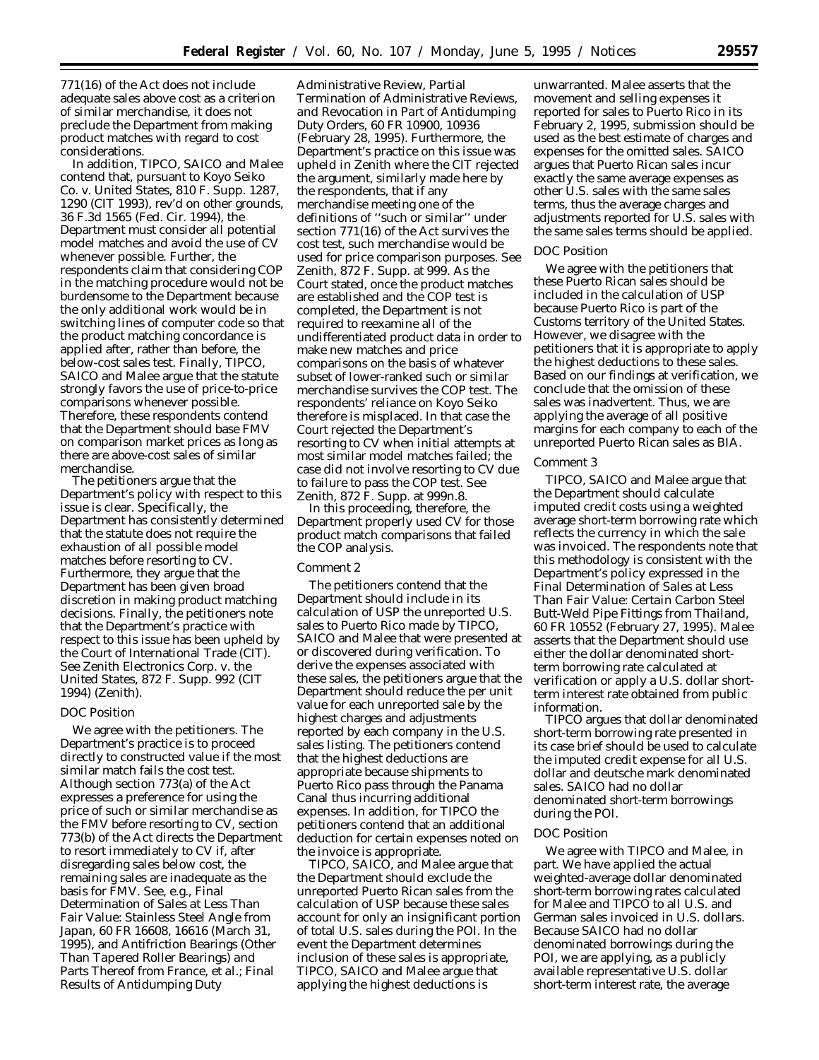771(16) of the Act does not include adequate sales above cost as a criterion of similar merchandise, it does not preclude the Department from making product matches with regard to cost considerations.

In addition, TIPCO, SAICO and Malee contend that, pursuant to *Koyo Seiko Co.* v. *United States*, 810 F. Supp. 1287, 1290 (CIT 1993), rev'd on other grounds, 36 F.3d 1565 (Fed. Cir. 1994), the Department must consider all potential model matches and avoid the use of CV whenever possible. Further, the respondents claim that considering COP in the matching procedure would not be burdensome to the Department because the only additional work would be in switching lines of computer code so that the product matching concordance is applied after, rather than before, the below-cost sales test. Finally, TIPCO, SAICO and Malee argue that the statute strongly favors the use of price-to-price comparisons whenever possible. Therefore, these respondents contend that the Department should base FMV on comparison market prices as long as there are above-cost sales of similar merchandise.

The petitioners argue that the Department's policy with respect to this issue is clear. Specifically, the Department has consistently determined that the statute does not require the exhaustion of all possible model matches before resorting to CV. Furthermore, they argue that the Department has been given broad discretion in making product matching decisions. Finally, the petitioners note that the Department's practice with respect to this issue has been upheld by the Court of International Trade (CIT). *See Zenith Electronics Corp.* v. *the United States*, 872 F. Supp. 992 (CIT 1994) (*Zenith*).

*DOC Position*

We agree with the petitioners. The Department's practice is to proceed directly to constructed value if the most similar match fails the cost test. Although section 773(a) of the Act expresses a preference for using the price of such or similar merchandise as the FMV before resorting to CV, section 773(b) of the Act directs the Department to resort immediately to CV if, after disregarding sales below cost, the remaining sales are inadequate as the basis for FMV. *See, e.g., Final Determination of Sales at Less Than Fair Value: Stainless Steel Angle from Japan*, 60 FR 16608, 16616 (March 31, 1995), and *Antifriction Bearings (Other Than Tapered Roller Bearings) and Parts Thereof from France, et al.; Final Results of Antidumping Duty Administrative Review, Partial Termination of Administrative Reviews, and Revocation in Part of Antidumping Duty Orders*, 60 FR 10900, 10936 (February 28, 1995). Furthermore, the Department's practice on this issue was upheld in *Zenith* where the CIT rejected the argument, similarly made here by the respondents, that if any merchandise meeting one of the definitions of ''such or similar'' under section 771(16) of the Act survives the cost test, such merchandise would be used for price comparison purposes. *See Zenith*, 872 F. Supp. at 999. As the Court stated, once the product matches are established and the COP test is completed, the Department is not required to reexamine all of the undifferentiated product data in order to make new matches and price comparisons on the basis of whatever subset of lower-ranked such or similar merchandise survives the COP test. The respondents' reliance on *Koyo Seiko* therefore is misplaced. In that case the Court rejected the Department's resorting to CV when initial attempts at most similar model matches failed; the case did not involve resorting to CV due to failure to pass the COP test. *See Zenith*, 872 F. Supp. at 999n.8.

In this proceeding, therefore, the Department properly used CV for those product match comparisons that failed the COP analysis.

*Comment 2*

The petitioners contend that the Department should include in its calculation of USP the unreported U.S. sales to Puerto Rico made by TIPCO, SAICO and Malee that were presented at or discovered during verification. To derive the expenses associated with these sales, the petitioners argue that the Department should reduce the per unit value for each unreported sale by the highest charges and adjustments reported by each company in the U.S. sales listing. The petitioners contend that the highest deductions are appropriate because shipments to Puerto Rico pass through the Panama Canal thus incurring additional expenses. In addition, for TIPCO the petitioners contend that an additional deduction for certain expenses noted on the invoice is appropriate.

TIPCO, SAICO, and Malee argue that the Department should exclude the unreported Puerto Rican sales from the calculation of USP because these sales account for only an insignificant portion of total U.S. sales during the POI. In the event the Department determines inclusion of these sales is appropriate, TIPCO, SAICO and Malee argue that applying the highest deductions is unwarranted. Malee asserts that the movement and selling expenses it reported for sales to Puerto Rico in its February 2, 1995, submission should be used as the best estimate of charges and expenses for the omitted sales. SAICO argues that Puerto Rican sales incur exactly the same average expenses as other U.S. sales with the same sales terms, thus the average charges and adjustments reported for U.S. sales with the same sales terms should be applied.

*DOC Position*

We agree with the petitioners that these Puerto Rican sales should be included in the calculation of USP because Puerto Rico is part of the Customs territory of the United States. However, we disagree with the petitioners that it is appropriate to apply the highest deductions to these sales. Based on our findings at verification, we conclude that the omission of these sales was inadvertent. Thus, we are applying the average of all positive margins for each company to each of the unreported Puerto Rican sales as BIA.

*Comment 3*

TIPCO, SAICO and Malee argue that the Department should calculate imputed credit costs using a weighted average short-term borrowing rate which reflects the currency in which the sale was invoiced. The respondents note that this methodology is consistent with the Department's policy expressed in the *Final Determination of Sales at Less Than Fair Value: Certain Carbon Steel Butt-Weld Pipe Fittings from Thailand*, 60 FR 10552 (February 27, 1995). Malee asserts that the Department should use either the dollar denominated short-term borrowing rate calculated at verification or apply a U.S. dollar short-term interest rate obtained from public information.

TIPCO argues that dollar denominated short-term borrowing rate presented in its case brief should be used to calculate the imputed credit expense for all U.S. dollar and deutsche mark denominated sales. SAICO had no dollar denominated short-term borrowings during the POI.

*DOC Position*

We agree with TIPCO and Malee, in part. We have applied the actual weighted-average dollar denominated short-term borrowing rates calculated for Malee and TIPCO to all U.S. and German sales invoiced in U.S. dollars. Because SAICO had no dollar denominated borrowings during the POI, we are applying, as a publicly available representative U.S. dollar short-term interest rate, the average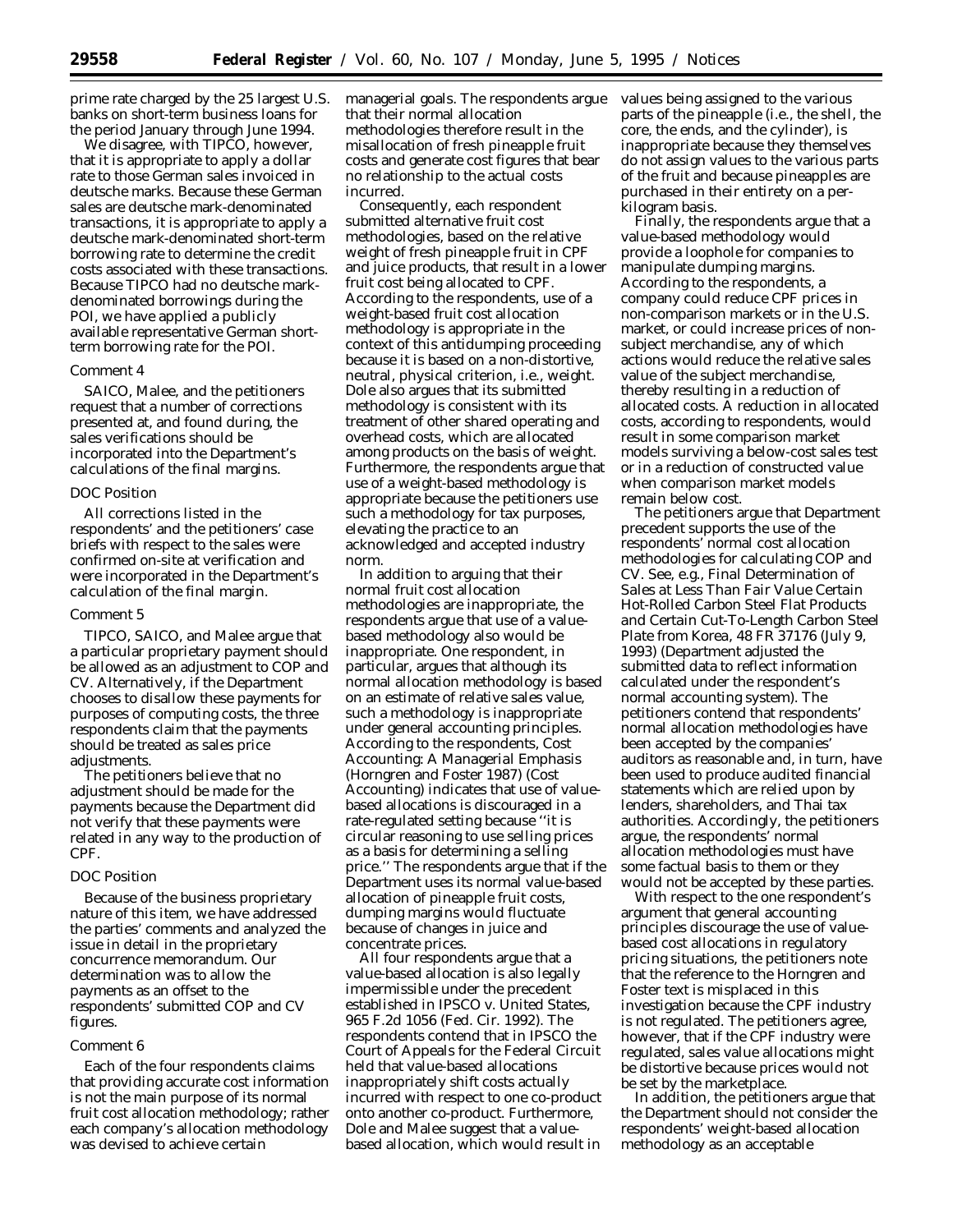prime rate charged by the 25 largest U.S. banks on short-term business loans for the period January through June 1994.

We disagree, with TIPCO, however, that it is appropriate to apply a dollar rate to those German sales invoiced in deutsche marks. Because these German sales are deutsche mark-denominated transactions, it is appropriate to apply a deutsche mark-denominated short-term borrowing rate to determine the credit costs associated with these transactions. Because TIPCO had no deutsche mark-denominated borrowings during the POI, we have applied a publicly available representative German short-term borrowing rate for the POI.

*Comment 4*

SAICO, Malee, and the petitioners request that a number of corrections presented at, and found during, the sales verifications should be incorporated into the Department's calculations of the final margins.

*DOC Position*

All corrections listed in the respondents' and the petitioners' case briefs with respect to the sales were confirmed on-site at verification and were incorporated in the Department's calculation of the final margin.

*Comment 5*

TIPCO, SAICO, and Malee argue that a particular proprietary payment should be allowed as an adjustment to COP and CV. Alternatively, if the Department chooses to disallow these payments for purposes of computing costs, the three respondents claim that the payments should be treated as sales price adjustments.

The petitioners believe that no adjustment should be made for the payments because the Department did not verify that these payments were related in any way to the production of CPF.

*DOC Position*

Because of the business proprietary nature of this item, we have addressed the parties' comments and analyzed the issue in detail in the proprietary concurrence memorandum. Our determination was to allow the payments as an offset to the respondents' submitted COP and CV figures.

*Comment 6*

Each of the four respondents claims that providing accurate cost information is not the main purpose of its normal fruit cost allocation methodology; rather each company's allocation methodology was devised to achieve certain managerial goals. The respondents argue that their normal allocation methodologies therefore result in the misallocation of fresh pineapple fruit costs and generate cost figures that bear no relationship to the actual costs incurred.

Consequently, each respondent submitted alternative fruit cost methodologies, based on the relative weight of fresh pineapple fruit in CPF and juice products, that result in a lower fruit cost being allocated to CPF. According to the respondents, use of a weight-based fruit cost allocation methodology is appropriate in the context of this antidumping proceeding because it is based on a non-distortive, neutral, physical criterion, i.e., weight. Dole also argues that its submitted methodology is consistent with its treatment of other shared operating and overhead costs, which are allocated among products on the basis of weight. Furthermore, the respondents argue that use of a weight-based methodology is appropriate because the petitioners use such a methodology for tax purposes, elevating the practice to an acknowledged and accepted industry norm.

In addition to arguing that their normal fruit cost allocation methodologies are inappropriate, the respondents argue that use of a value-based methodology also would be inappropriate. One respondent, in particular, argues that although its normal allocation methodology is based on an estimate of relative sales value, such a methodology is inappropriate under general accounting principles. According to the respondents, *Cost Accounting: A Managerial Emphasis* (Horngren and Foster 1987) (*Cost Accounting*) indicates that use of value-based allocations is discouraged in a rate-regulated setting because ''it is circular reasoning to use selling prices as a basis for determining a selling price.'' The respondents argue that if the Department uses its normal value-based allocation of pineapple fruit costs, dumping margins would fluctuate because of changes in juice and concentrate prices.

All four respondents argue that a value-based allocation is also legally impermissible under the precedent established in *IPSCO* v. *United States*, 965 F.2d 1056 (Fed. Cir. 1992). The respondents contend that in *IPSCO* the Court of Appeals for the Federal Circuit held that value-based allocations inappropriately shift costs actually incurred with respect to one co-product onto another co-product. Furthermore, Dole and Malee suggest that a value-based allocation, which would result in values being assigned to the various parts of the pineapple (i.e., the shell, the core, the ends, and the cylinder), is inappropriate because they themselves do not assign values to the various parts of the fruit and because pineapples are purchased in their entirety on a per-kilogram basis.

Finally, the respondents argue that a value-based methodology would provide a loophole for companies to manipulate dumping margins. According to the respondents, a company could reduce CPF prices in non-comparison markets or in the U.S. market, or could increase prices of non-subject merchandise, any of which actions would reduce the relative sales value of the subject merchandise, thereby resulting in a reduction of allocated costs. A reduction in allocated costs, according to respondents, would result in some comparison market models surviving a below-cost sales test or in a reduction of constructed value when comparison market models remain below cost.

The petitioners argue that Department precedent supports the use of the respondents' normal cost allocation methodologies for calculating COP and CV. *See, e.g., Final Determination of Sales at Less Than Fair Value Certain Hot-Rolled Carbon Steel Flat Products and Certain Cut-To-Length Carbon Steel Plate from Korea*, 48 FR 37176 (July 9, 1993) (Department adjusted the submitted data to reflect information calculated under the respondent's normal accounting system). The petitioners contend that respondents' normal allocation methodologies have been accepted by the companies' auditors as reasonable and, in turn, have been used to produce audited financial statements which are relied upon by lenders, shareholders, and Thai tax authorities. Accordingly, the petitioners argue, the respondents' normal allocation methodologies must have some factual basis to them or they would not be accepted by these parties.

With respect to the one respondent's argument that general accounting principles discourage the use of value-based cost allocations in regulatory pricing situations, the petitioners note that the reference to the Horngren and Foster text is misplaced in this investigation because the CPF industry is not regulated. The petitioners agree, however, that if the CPF industry were regulated, sales value allocations might be distortive because prices would not be set by the marketplace.

In addition, the petitioners argue that the Department should not consider the respondents' weight-based allocation methodology as an acceptable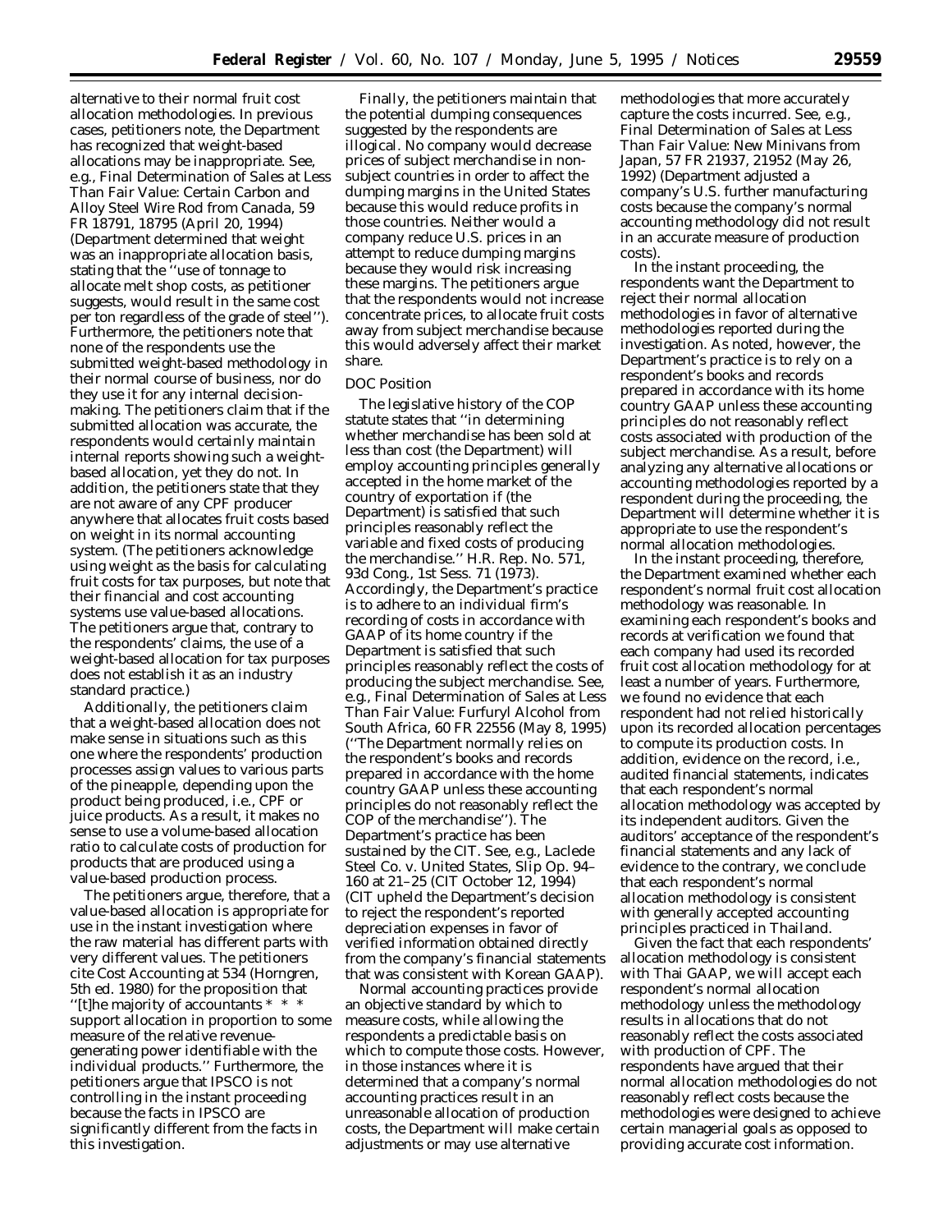alternative to their normal fruit cost allocation methodologies. In previous cases, petitioners note, the Department has recognized that weight-based allocations may be inappropriate. See, e.g., *Final Determination of Sales at Less Than Fair Value: Certain Carbon and Alloy Steel Wire Rod from Canada,* 59 FR 18791, 18795 (April 20, 1994) (Department determined that weight was an inappropriate allocation basis, stating that the ''use of tonnage to allocate melt shop costs, as petitioner suggests, would result in the same cost per ton regardless of the grade of steel''). Furthermore, the petitioners note that none of the respondents use the submitted weight-based methodology in their normal course of business, nor do they use it for any internal decision-making. The petitioners claim that if the submitted allocation was accurate, the respondents would certainly maintain internal reports showing such a weight-based allocation, yet they do not. In addition, the petitioners state that they are not aware of any CPF producer anywhere that allocates fruit costs based on weight in its normal accounting system. (The petitioners acknowledge using weight as the basis for calculating fruit costs for tax purposes, but note that their financial and cost accounting systems use value-based allocations. The petitioners argue that, contrary to the respondents' claims, the use of a weight-based allocation for tax purposes does not establish it as an industry standard practice.)

Additionally, the petitioners claim that a weight-based allocation does not make sense in situations such as this one where the respondents' production processes assign values to various parts of the pineapple, depending upon the product being produced, i.e., CPF or juice products. As a result, it makes no sense to use a volume-based allocation ratio to calculate costs of production for products that are produced using a value-based production process.

The petitioners argue, therefore, that a value-based allocation is appropriate for use in the instant investigation where the raw material has different parts with very different values. The petitioners cite *Cost Accounting* at 534 (Horngren, 5th ed. 1980) for the proposition that ''[t]he majority of accountants * * * support allocation in proportion to some measure of the relative revenue-generating power identifiable with the individual products.'' Furthermore, the petitioners argue that *IPSCO* is not controlling in the instant proceeding because the facts in *IPSCO* are significantly different from the facts in this investigation.

Finally, the petitioners maintain that the potential dumping consequences suggested by the respondents are illogical. No company would decrease prices of subject merchandise in non-subject countries in order to affect the dumping margins in the United States because this would reduce profits in those countries. Neither would a company reduce U.S. prices in an attempt to reduce dumping margins because they would risk increasing these margins. The petitioners argue that the respondents would not increase concentrate prices, to allocate fruit costs away from subject merchandise because this would adversely affect their market share.

## DOC Position

The legislative history of the COP statute states that ''in determining whether merchandise has been sold at less than cost (the Department) will employ accounting principles generally accepted in the home market of the country of exportation if (the Department) is satisfied that such principles reasonably reflect the variable and fixed costs of producing the merchandise.'' H.R. Rep. No. 571, 93d Cong., 1st Sess. 71 (1973). Accordingly, the Department's practice is to adhere to an individual firm's recording of costs in accordance with GAAP of its home country if the Department is satisfied that such principles reasonably reflect the costs of producing the subject merchandise. See, e.g., *Final Determination of Sales at Less Than Fair Value: Furfuryl Alcohol from South Africa,* 60 FR 22556 (May 8, 1995) (''The Department normally relies on the respondent's books and records prepared in accordance with the home country GAAP unless these accounting principles do not reasonably reflect the COP of the merchandise''). The Department's practice has been sustained by the CIT. See, e.g., *Laclede Steel Co.* v. *United States,* Slip Op. 94–160 at 21–25 (CIT October 12, 1994) (CIT upheld the Department's decision to reject the respondent's reported depreciation expenses in favor of verified information obtained directly from the company's financial statements that was consistent with Korean GAAP).

Normal accounting practices provide an objective standard by which to measure costs, while allowing the respondents a predictable basis on which to compute those costs. However, in those instances where it is determined that a company's normal accounting practices result in an unreasonable allocation of production costs, the Department will make certain adjustments or may use alternative methodologies that more accurately capture the costs incurred. See, e.g., *Final Determination of Sales at Less Than Fair Value: New Minivans from Japan,* 57 FR 21937, 21952 (May 26, 1992) (Department adjusted a company's U.S. further manufacturing costs because the company's normal accounting methodology did not result in an accurate measure of production costs).

In the instant proceeding, the respondents want the Department to reject their normal allocation methodologies in favor of alternative methodologies reported during the investigation. As noted, however, the Department's practice is to rely on a respondent's books and records prepared in accordance with its home country GAAP unless these accounting principles do not reasonably reflect costs associated with production of the subject merchandise. As a result, before analyzing any alternative allocations or accounting methodologies reported by a respondent during the proceeding, the Department will determine whether it is appropriate to use the respondent's normal allocation methodologies.

In the instant proceeding, therefore, the Department examined whether each respondent's normal fruit cost allocation methodology was reasonable. In examining each respondent's books and records at verification we found that each company had used its recorded fruit cost allocation methodology for at least a number of years. Furthermore, we found no evidence that each respondent had not relied historically upon its recorded allocation percentages to compute its production costs. In addition, evidence on the record, i.e., audited financial statements, indicates that each respondent's normal allocation methodology was accepted by its independent auditors. Given the auditors' acceptance of the respondent's financial statements and any lack of evidence to the contrary, we conclude that each respondent's normal allocation methodology is consistent with generally accepted accounting principles practiced in Thailand.

Given the fact that each respondents' allocation methodology is consistent with Thai GAAP, we will accept each respondent's normal allocation methodology unless the methodology results in allocations that do not reasonably reflect the costs associated with production of CPF. The respondents have argued that their normal allocation methodologies do not reasonably reflect costs because the methodologies were designed to achieve certain managerial goals as opposed to providing accurate cost information.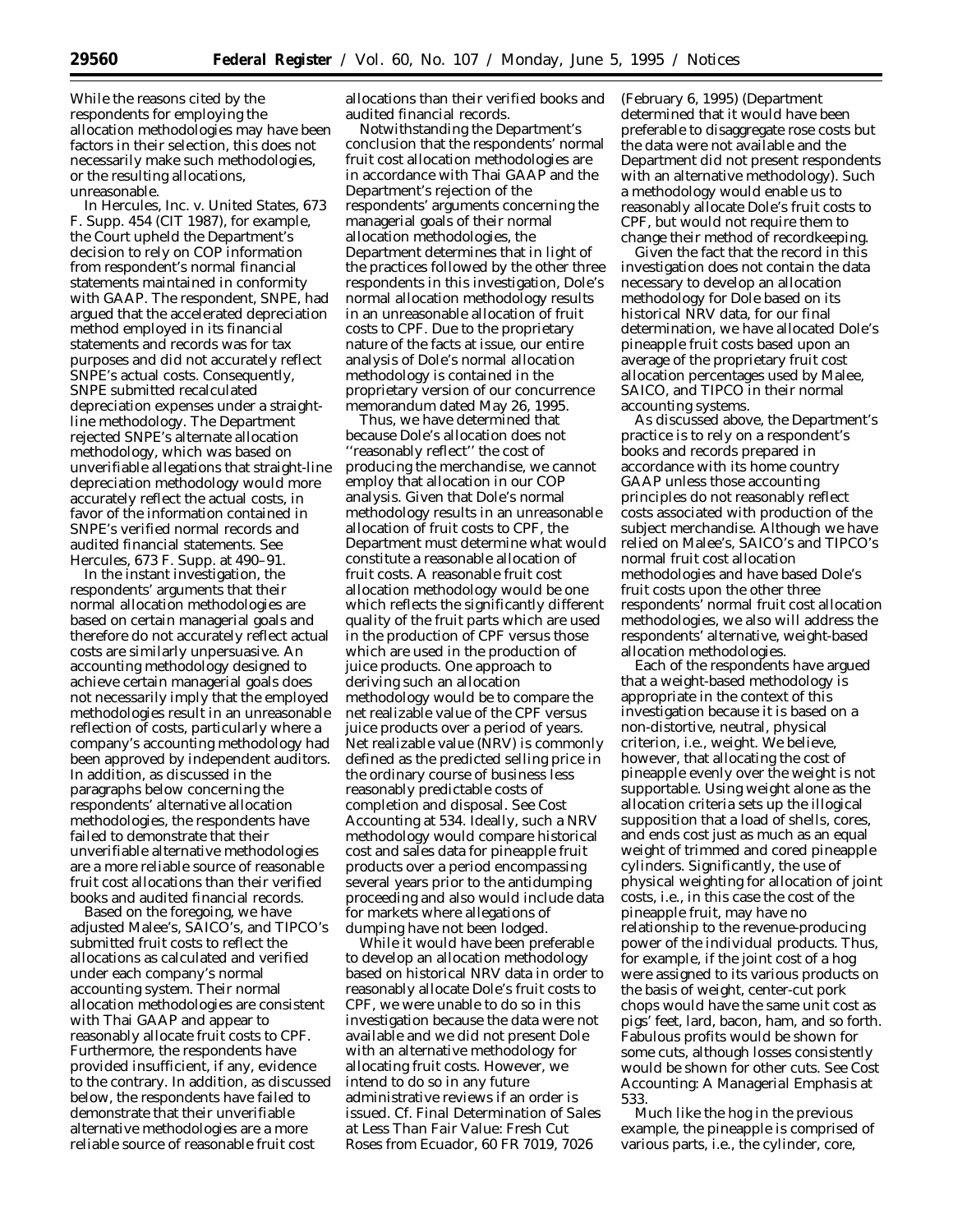While the reasons cited by the respondents for employing the allocation methodologies may have been factors in their selection, this does not necessarily make such methodologies, or the resulting allocations, unreasonable.

In *Hercules, Inc.* v. *United States,* 673 F. Supp. 454 (CIT 1987), for example, the Court upheld the Department's decision to rely on COP information from respondent's normal financial statements maintained in conformity with GAAP. The respondent, SNPE, had argued that the accelerated depreciation method employed in its financial statements and records was for tax purposes and did not accurately reflect SNPE's actual costs. Consequently, SNPE submitted recalculated depreciation expenses under a straight-line methodology. The Department rejected SNPE's alternate allocation methodology, which was based on unverifiable allegations that straight-line depreciation methodology would more accurately reflect the actual costs, in favor of the information contained in SNPE's verified normal records and audited financial statements. *See Hercules,* 673 F. Supp. at 490–91.

In the instant investigation, the respondents' arguments that their normal allocation methodologies are based on certain managerial goals and therefore do not accurately reflect actual costs are similarly unpersuasive. An accounting methodology designed to achieve certain managerial goals does not necessarily imply that the employed methodologies result in an unreasonable reflection of costs, particularly where a company's accounting methodology had been approved by independent auditors. In addition, as discussed in the paragraphs below concerning the respondents' alternative allocation methodologies, the respondents have failed to demonstrate that their unverifiable alternative methodologies are a more reliable source of reasonable fruit cost allocations than their verified books and audited financial records.

Based on the foregoing, we have adjusted Malee's, SAICO's, and TIPCO's submitted fruit costs to reflect the allocations as calculated and verified under each company's normal accounting system. Their normal allocation methodologies are consistent with Thai GAAP and appear to reasonably allocate fruit costs to CPF. Furthermore, the respondents have provided insufficient, if any, evidence to the contrary. In addition, as discussed below, the respondents have failed to demonstrate that their unverifiable alternative methodologies are a more reliable source of reasonable fruit cost allocations than their verified books and audited financial records.

Notwithstanding the Department's conclusion that the respondents' normal fruit cost allocation methodologies are in accordance with Thai GAAP and the Department's rejection of the respondents' arguments concerning the managerial goals of their normal allocation methodologies, the Department determines that in light of the practices followed by the other three respondents in this investigation, Dole's normal allocation methodology results in an unreasonable allocation of fruit costs to CPF. Due to the proprietary nature of the facts at issue, our entire analysis of Dole's normal allocation methodology is contained in the proprietary version of our concurrence memorandum dated May 26, 1995.

Thus, we have determined that because Dole's allocation does not ''reasonably reflect'' the cost of producing the merchandise, we cannot employ that allocation in our COP analysis. Given that Dole's normal methodology results in an unreasonable allocation of fruit costs to CPF, the Department must determine what would constitute a reasonable allocation of fruit costs. A reasonable fruit cost allocation methodology would be one which reflects the significantly different quality of the fruit parts which are used in the production of CPF versus those which are used in the production of juice products. One approach to deriving such an allocation methodology would be to compare the net realizable value of the CPF versus juice products over a period of years. Net realizable value (NRV) is commonly defined as the predicted selling price in the ordinary course of business less reasonably predictable costs of completion and disposal. *See Cost Accounting* at 534. Ideally, such a NRV methodology would compare historical cost and sales data for pineapple fruit products over a period encompassing several years prior to the antidumping proceeding and also would include data for markets where allegations of dumping have not been lodged.

While it would have been preferable to develop an allocation methodology based on historical NRV data in order to reasonably allocate Dole's fruit costs to CPF, we were unable to do so in this investigation because the data were not available and we did not present Dole with an alternative methodology for allocating fruit costs. However, we intend to do so in any future administrative reviews if an order is issued. *Cf. Final Determination of Sales at Less Than Fair Value: Fresh Cut Roses from Ecuador,* 60 FR 7019, 7026 (February 6, 1995) (Department determined that it would have been preferable to disaggregate rose costs but the data were not available and the Department did not present respondents with an alternative methodology). Such a methodology would enable us to reasonably allocate Dole's fruit costs to CPF, but would not require them to change their method of recordkeeping.

Given the fact that the record in this investigation does not contain the data necessary to develop an allocation methodology for Dole based on its historical NRV data, for our final determination, we have allocated Dole's pineapple fruit costs based upon an average of the proprietary fruit cost allocation percentages used by Malee, SAICO, and TIPCO in their normal accounting systems.

As discussed above, the Department's practice is to rely on a respondent's books and records prepared in accordance with its home country GAAP unless those accounting principles do not reasonably reflect costs associated with production of the subject merchandise. Although we have relied on Malee's, SAICO's and TIPCO's normal fruit cost allocation methodologies and have based Dole's fruit costs upon the other three respondents' normal fruit cost allocation methodologies, we also will address the respondents' alternative, weight-based allocation methodologies.

Each of the respondents have argued that a weight-based methodology is appropriate in the context of this investigation because it is based on a non-distortive, neutral, physical criterion, *i.e.,* weight. We believe, however, that allocating the cost of pineapple evenly over the weight is not supportable. Using weight alone as the allocation criteria sets up the illogical supposition that a load of shells, cores, and ends cost just as much as an equal weight of trimmed and cored pineapple cylinders. Significantly, the use of physical weighting for allocation of joint costs, *i.e.,* in this case the cost of the pineapple fruit, may have no relationship to the revenue-producing power of the individual products. Thus, for example, if the joint cost of a hog were assigned to its various products on the basis of weight, center-cut pork chops would have the same unit cost as pigs' feet, lard, bacon, ham, and so forth. Fabulous profits would be shown for some cuts, although losses consistently would be shown for other cuts. *See Cost Accounting: A Managerial Emphasis* at 533.

Much like the hog in the previous example, the pineapple is comprised of various parts, *i.e.,* the cylinder, core,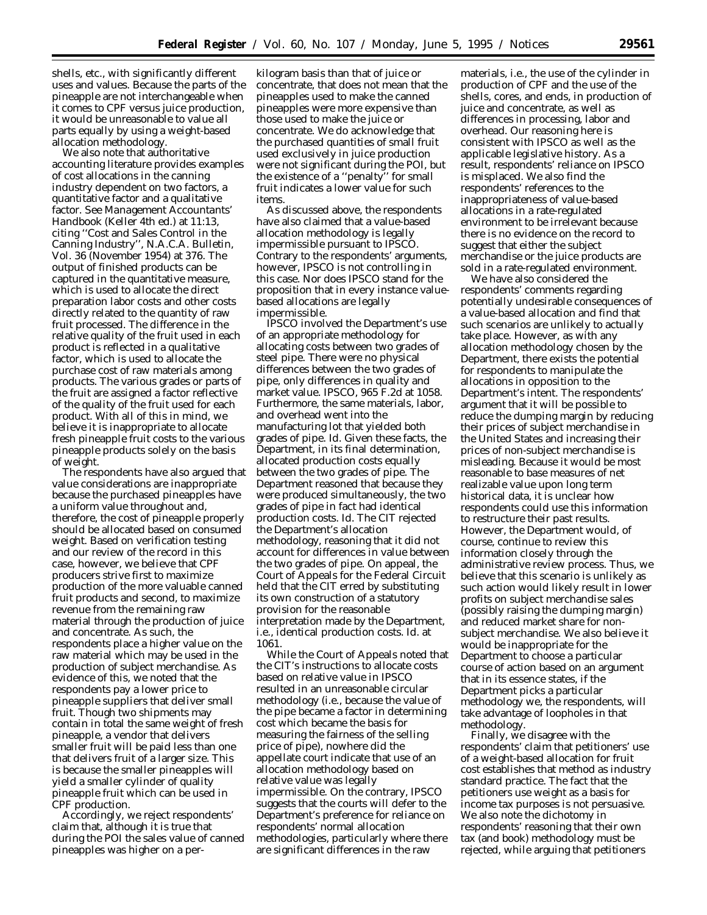shells, etc., with significantly different uses and values. Because the parts of the pineapple are not interchangeable when it comes to CPF versus juice production, it would be unreasonable to value all parts equally by using a weight-based allocation methodology.

We also note that authoritative accounting literature provides examples of cost allocations in the canning industry dependent on two factors, a quantitative factor and a qualitative factor. See Management Accountants' Handbook (Keller 4th ed.) at 11:13, citing ''Cost and Sales Control in the Canning Industry'', N.A.C.A. Bulletin, Vol. 36 (November 1954) at 376. The output of finished products can be captured in the quantitative measure, which is used to allocate the direct preparation labor costs and other costs directly related to the quantity of raw fruit processed. The difference in the relative quality of the fruit used in each product is reflected in a qualitative factor, which is used to allocate the purchase cost of raw materials among products. The various grades or parts of the fruit are assigned a factor reflective of the quality of the fruit used for each product. With all of this in mind, we believe it is inappropriate to allocate fresh pineapple fruit costs to the various pineapple products solely on the basis of weight.

The respondents have also argued that value considerations are inappropriate because the purchased pineapples have a uniform value throughout and, therefore, the cost of pineapple properly should be allocated based on consumed weight. Based on verification testing and our review of the record in this case, however, we believe that CPF producers strive first to maximize production of the more valuable canned fruit products and second, to maximize revenue from the remaining raw material through the production of juice and concentrate. As such, the respondents place a higher value on the raw material which may be used in the production of subject merchandise. As evidence of this, we noted that the respondents pay a lower price to pineapple suppliers that deliver small fruit. Though two shipments may contain in total the same weight of fresh pineapple, a vendor that delivers smaller fruit will be paid less than one that delivers fruit of a larger size. This is because the smaller pineapples will yield a smaller cylinder of quality pineapple fruit which can be used in CPF production.

Accordingly, we reject respondents' claim that, although it is true that during the POI the sales value of canned pineapples was higher on a per-kilogram basis than that of juice or concentrate, that does not mean that the pineapples used to make the canned pineapples were more expensive than those used to make the juice or concentrate. We do acknowledge that the purchased quantities of small fruit used exclusively in juice production were not significant during the POI, but the existence of a ''penalty'' for small fruit indicates a lower value for such items.

As discussed above, the respondents have also claimed that a value-based allocation methodology is legally impermissible pursuant to IPSCO. Contrary to the respondents' arguments, however, IPSCO is not controlling in this case. Nor does IPSCO stand for the proposition that in every instance value-based allocations are legally impermissible.

IPSCO involved the Department's use of an appropriate methodology for allocating costs between two grades of steel pipe. There were no physical differences between the two grades of pipe, only differences in quality and market value. IPSCO, 965 F.2d at 1058. Furthermore, the same materials, labor, and overhead went into the manufacturing lot that yielded both grades of pipe. Id. Given these facts, the Department, in its final determination, allocated production costs equally between the two grades of pipe. The Department reasoned that because they were produced simultaneously, the two grades of pipe in fact had identical production costs. Id. The CIT rejected the Department's allocation methodology, reasoning that it did not account for differences in value between the two grades of pipe. On appeal, the Court of Appeals for the Federal Circuit held that the CIT erred by substituting its own construction of a statutory provision for the reasonable interpretation made by the Department, i.e., identical production costs. Id. at 1061.

While the Court of Appeals noted that the CIT's instructions to allocate costs based on relative value in IPSCO resulted in an unreasonable circular methodology (i.e., because the value of the pipe became a factor in determining cost which became the basis for measuring the fairness of the selling price of pipe), nowhere did the appellate court indicate that use of an allocation methodology based on relative value was legally impermissible. On the contrary, IPSCO suggests that the courts will defer to the Department's preference for reliance on respondents' normal allocation methodologies, particularly where there are significant differences in the raw materials, i.e., the use of the cylinder in production of CPF and the use of the shells, cores, and ends, in production of juice and concentrate, as well as differences in processing, labor and overhead. Our reasoning here is consistent with IPSCO as well as the applicable legislative history. As a result, respondents' reliance on IPSCO is misplaced. We also find the respondents' references to the inappropriateness of value-based allocations in a rate-regulated environment to be irrelevant because there is no evidence on the record to suggest that either the subject merchandise or the juice products are sold in a rate-regulated environment.

We have also considered the respondents' comments regarding potentially undesirable consequences of a value-based allocation and find that such scenarios are unlikely to actually take place. However, as with any allocation methodology chosen by the Department, there exists the potential for respondents to manipulate the allocations in opposition to the Department's intent. The respondents' argument that it will be possible to reduce the dumping margin by reducing their prices of subject merchandise in the United States and increasing their prices of non-subject merchandise is misleading. Because it would be most reasonable to base measures of net realizable value upon long term historical data, it is unclear how respondents could use this information to restructure their past results. However, the Department would, of course, continue to review this information closely through the administrative review process. Thus, we believe that this scenario is unlikely as such action would likely result in lower profits on subject merchandise sales (possibly raising the dumping margin) and reduced market share for non-subject merchandise. We also believe it would be inappropriate for the Department to choose a particular course of action based on an argument that in its essence states, if the Department picks a particular methodology we, the respondents, will take advantage of loopholes in that methodology.

Finally, we disagree with the respondents' claim that petitioners' use of a weight-based allocation for fruit cost establishes that method as industry standard practice. The fact that the petitioners use weight as a basis for income tax purposes is not persuasive. We also note the dichotomy in respondents' reasoning that their own tax (and book) methodology must be rejected, while arguing that petitioners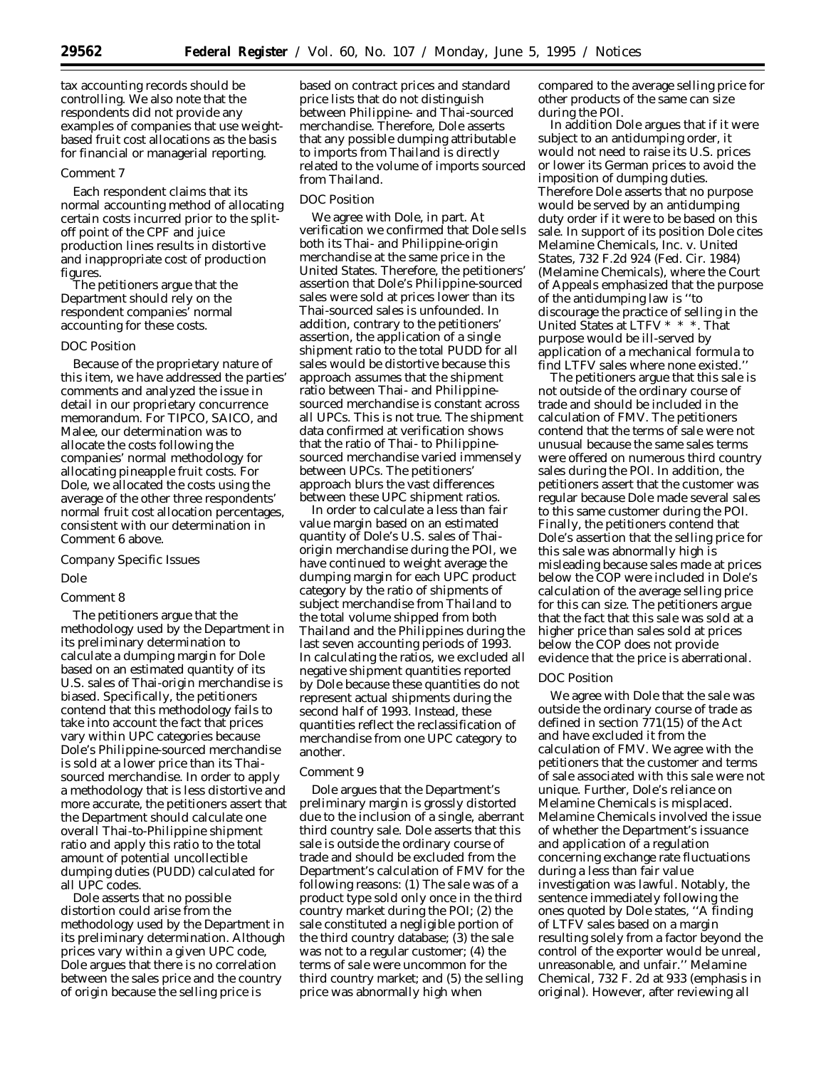tax accounting records should be controlling. We also note that the respondents did not provide any examples of companies that use weight-based fruit cost allocations as the basis for financial or managerial reporting.

*Comment 7*

Each respondent claims that its normal accounting method of allocating certain costs incurred prior to the split-off point of the CPF and juice production lines results in distortive and inappropriate cost of production figures.

The petitioners argue that the Department should rely on the respondent companies' normal accounting for these costs.

*DOC Position*

Because of the proprietary nature of this item, we have addressed the parties' comments and analyzed the issue in detail in our proprietary concurrence memorandum. For TIPCO, SAICO, and Malee, our determination was to allocate the costs following the companies' normal methodology for allocating pineapple fruit costs. For Dole, we allocated the costs using the average of the other three respondents' normal fruit cost allocation percentages, consistent with our determination in Comment 6 above.

*Company Specific Issues*

*Dole*

*Comment 8*

The petitioners argue that the methodology used by the Department in its preliminary determination to calculate a dumping margin for Dole based on an estimated quantity of its U.S. sales of Thai-origin merchandise is biased. Specifically, the petitioners contend that this methodology fails to take into account the fact that prices vary within UPC categories because Dole's Philippine-sourced merchandise is sold at a lower price than its Thai-sourced merchandise. In order to apply a methodology that is less distortive and more accurate, the petitioners assert that the Department should calculate one overall Thai-to-Philippine shipment ratio and apply this ratio to the total amount of potential uncollectible dumping duties (PUDD) calculated for all UPC codes.

Dole asserts that no possible distortion could arise from the methodology used by the Department in its preliminary determination. Although prices vary within a given UPC code, Dole argues that there is no correlation between the sales price and the country of origin because the selling price is based on contract prices and standard price lists that do not distinguish between Philippine- and Thai-sourced merchandise. Therefore, Dole asserts that any possible dumping attributable to imports from Thailand is directly related to the volume of imports sourced from Thailand.

*DOC Position*

We agree with Dole, in part. At verification we confirmed that Dole sells both its Thai- and Philippine-origin merchandise at the same price in the United States. Therefore, the petitioners' assertion that Dole's Philippine-sourced sales were sold at prices lower than its Thai-sourced sales is unfounded. In addition, contrary to the petitioners' assertion, the application of a single shipment ratio to the total PUDD for all sales would be distortive because this approach assumes that the shipment ratio between Thai- and Philippine-sourced merchandise is constant across all UPCs. This is not true. The shipment data confirmed at verification shows that the ratio of Thai- to Philippine-sourced merchandise varied immensely between UPCs. The petitioners' approach blurs the vast differences between these UPC shipment ratios.

In order to calculate a less than fair value margin based on an estimated quantity of Dole's U.S. sales of Thai-origin merchandise during the POI, we have continued to weight average the dumping margin for each UPC product category by the ratio of shipments of subject merchandise from Thailand to the total volume shipped from both Thailand and the Philippines during the last seven accounting periods of 1993. In calculating the ratios, we excluded all negative shipment quantities reported by Dole because these quantities do not represent actual shipments during the second half of 1993. Instead, these quantities reflect the reclassification of merchandise from one UPC category to another.

*Comment 9*

Dole argues that the Department's preliminary margin is grossly distorted due to the inclusion of a single, aberrant third country sale. Dole asserts that this sale is outside the ordinary course of trade and should be excluded from the Department's calculation of FMV for the following reasons: (1) The sale was of a product type sold only once in the third country market during the POI; (2) the sale constituted a negligible portion of the third country database; (3) the sale was not to a regular customer; (4) the terms of sale were uncommon for the third country market; and (5) the selling price was abnormally high when compared to the average selling price for other products of the same can size during the POI.

In addition Dole argues that if it were subject to an antidumping order, it would not need to raise its U.S. prices or lower its German prices to avoid the imposition of dumping duties. Therefore Dole asserts that no purpose would be served by an antidumping duty order if it were to be based on this sale. In support of its position Dole cites *Melamine Chemicals, Inc.* v. *United States,* 732 F.2d 924 (Fed. Cir. 1984) (*Melamine Chemicals*), where the Court of Appeals emphasized that the purpose of the antidumping law is ''to discourage the practice of selling in the United States at LTFV * * *. That purpose would be ill-served by application of a mechanical formula to find LTFV sales where none existed.''

The petitioners argue that this sale is not outside of the ordinary course of trade and should be included in the calculation of FMV. The petitioners contend that the terms of sale were not unusual because the same sales terms were offered on numerous third country sales during the POI. In addition, the petitioners assert that the customer was regular because Dole made several sales to this same customer during the POI. Finally, the petitioners contend that Dole's assertion that the selling price for this sale was abnormally high is misleading because sales made at prices below the COP were included in Dole's calculation of the average selling price for this can size. The petitioners argue that the fact that this sale was sold at a higher price than sales sold at prices below the COP does not provide evidence that the price is aberrational.

*DOC Position*

We agree with Dole that the sale was outside the ordinary course of trade as defined in section 771(15) of the Act and have excluded it from the calculation of FMV. We agree with the petitioners that the customer and terms of sale associated with this sale were not unique. Further, Dole's reliance on *Melamine Chemicals* is misplaced. *Melamine Chemicals* involved the issue of whether the Department's issuance and application of a regulation concerning exchange rate fluctuations during a less than fair value investigation was lawful. Notably, the sentence immediately following the ones quoted by Dole states, ''A finding of LTFV sales based on a margin resulting *solely* from a factor beyond the control of the exporter would be unreal, unreasonable, and unfair.'' *Melamine Chemical,* 732 F. 2d at 933 (emphasis in original). However, after reviewing all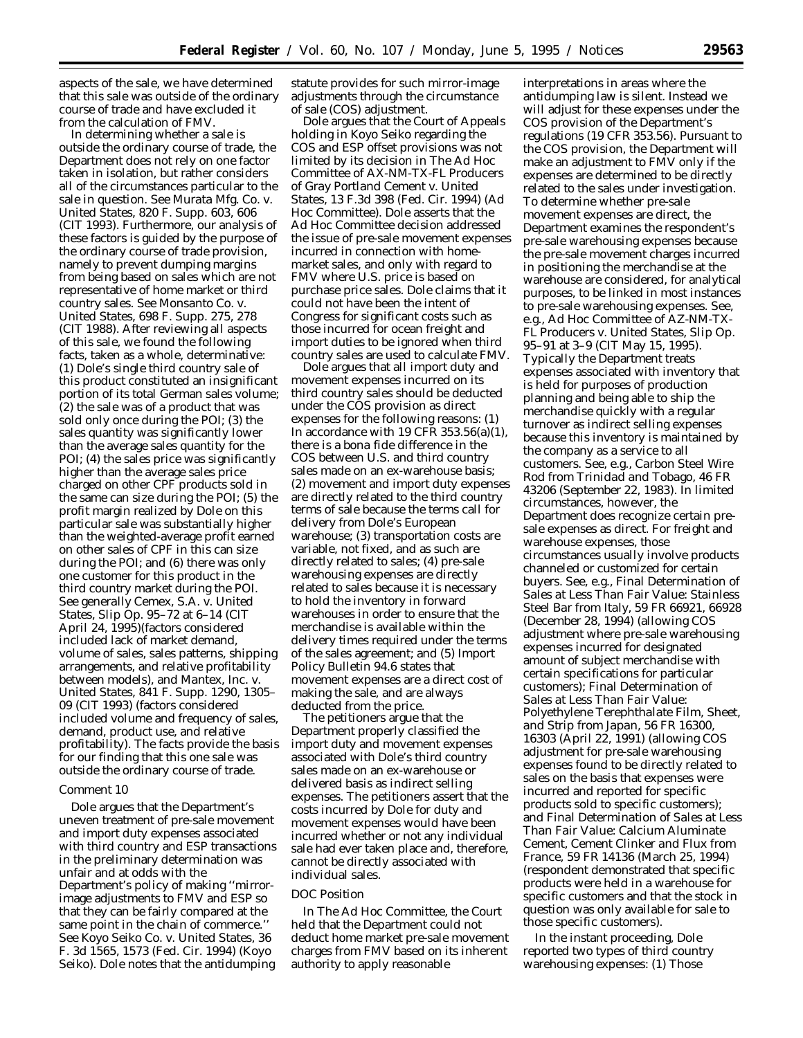aspects of the sale, we have determined that this sale was outside of the ordinary course of trade and have excluded it from the calculation of FMV.

In determining whether a sale is outside the ordinary course of trade, the Department does not rely on one factor taken in isolation, but rather considers all of the circumstances particular to the sale in question. See *Murata Mfg. Co.* v. *United States,* 820 F. Supp. 603, 606 (CIT 1993). Furthermore, our analysis of these factors is guided by the purpose of the ordinary course of trade provision, namely to prevent dumping margins from being based on sales which are not representative of home market or third country sales. See *Monsanto Co.* v. *United States,* 698 F. Supp. 275, 278 (CIT 1988). After reviewing all aspects of this sale, we found the following facts, taken as a whole, determinative: (1) Dole's single third country sale of this product constituted an insignificant portion of its total German sales volume; (2) the sale was of a product that was sold only once during the POI; (3) the sales quantity was significantly lower than the average sales quantity for the POI; (4) the sales price was significantly higher than the average sales price charged on other CPF products sold in the same can size during the POI; (5) the profit margin realized by Dole on this particular sale was substantially higher than the weighted-average profit earned on other sales of CPF in this can size during the POI; and (6) there was only one customer for this product in the third country market during the POI. See generally *Cemex, S.A.* v. *United States,* Slip Op. 95–72 at 6–14 (CIT April 24, 1995)(factors considered included lack of market demand, volume of sales, sales patterns, shipping arrangements, and relative profitability between models), and *Mantex, Inc.* v. *United States,* 841 F. Supp. 1290, 1305–09 (CIT 1993) (factors considered included volume and frequency of sales, demand, product use, and relative profitability). The facts provide the basis for our finding that this one sale was outside the ordinary course of trade.

*Comment 10*

Dole argues that the Department's uneven treatment of pre-sale movement and import duty expenses associated with third country and ESP transactions in the preliminary determination was unfair and at odds with the Department's policy of making "mirror-image adjustments to FMV and ESP so that they can be fairly compared at the same point in the chain of commerce." See *Koyo Seiko Co.* v. *United States,* 36 F. 3d 1565, 1573 (Fed. Cir. 1994) (*Koyo Seiko*). Dole notes that the antidumping statute provides for such mirror-image adjustments through the circumstance of sale (COS) adjustment.

Dole argues that the Court of Appeals holding in *Koyo Seiko* regarding the COS and ESP offset provisions was not limited by its decision in *The Ad Hoc Committee of AX-NM-TX-FL Producers of Gray Portland Cement* v. *United States,* 13 F.3d 398 (Fed. Cir. 1994) (*Ad Hoc Committee*). Dole asserts that the *Ad Hoc Committee* decision addressed the issue of pre-sale movement expenses incurred in connection with home-market sales, and only with regard to FMV where U.S. price is based on purchase price sales. Dole claims that it could not have been the intent of Congress for significant costs such as those incurred for ocean freight and import duties to be ignored when third country sales are used to calculate FMV.

Dole argues that all import duty and movement expenses incurred on its third country sales should be deducted under the COS provision as direct expenses for the following reasons: (1) In accordance with 19 CFR 353.56(a)(1), there is a bona fide difference in the COS between U.S. and third country sales made on an ex-warehouse basis; (2) movement and import duty expenses are directly related to the third country terms of sale because the terms call for delivery from Dole's European warehouse; (3) transportation costs are variable, not fixed, and as such are directly related to sales; (4) pre-sale warehousing expenses are directly related to sales because it is necessary to hold the inventory in forward warehouses in order to ensure that the merchandise is available within the delivery times required under the terms of the sales agreement; and (5) Import Policy Bulletin 94.6 states that movement expenses are a direct cost of making the sale, and are always deducted from the price.

The petitioners argue that the Department properly classified the import duty and movement expenses associated with Dole's third country sales made on an ex-warehouse or delivered basis as indirect selling expenses. The petitioners assert that the costs incurred by Dole for duty and movement expenses would have been incurred whether or not any individual sale had ever taken place and, therefore, cannot be directly associated with individual sales.

*DOC Position*

In *The Ad Hoc Committee,* the Court held that the Department could not deduct home market pre-sale movement charges from FMV based on its inherent authority to apply reasonable interpretations in areas where the antidumping law is silent. Instead we will adjust for these expenses under the COS provision of the Department's regulations (19 CFR 353.56). Pursuant to the COS provision, the Department will make an adjustment to FMV only if the expenses are determined to be directly related to the sales under investigation. To determine whether pre-sale movement expenses are direct, the Department examines the respondent's pre-sale warehousing expenses because the pre-sale movement charges incurred in positioning the merchandise at the warehouse are considered, for analytical purposes, to be linked in most instances to pre-sale warehousing expenses. See, e.g., *Ad Hoc Committee of AZ-NM-TX-FL Producers* v. *United States,* Slip Op. 95–91 at 3–9 (CIT May 15, 1995). Typically the Department treats expenses associated with inventory that is held for purposes of production planning and being able to ship the merchandise quickly with a regular turnover as indirect selling expenses because this inventory is maintained by the company as a service to all customers. See, e.g., *Carbon Steel Wire Rod from Trinidad and Tobago,* 46 FR 43206 (September 22, 1983). In limited circumstances, however, the Department does recognize certain pre-sale expenses as direct. For freight and warehouse expenses, those circumstances usually involve products channeled or customized for certain buyers. See, e.g., *Final Determination of Sales at Less Than Fair Value: Stainless Steel Bar from Italy,* 59 FR 66921, 66928 (December 28, 1994) (allowing COS adjustment where pre-sale warehousing expenses incurred for designated amount of subject merchandise with certain specifications for particular customers); *Final Determination of Sales at Less Than Fair Value: Polyethylene Terephthalate Film, Sheet, and Strip from Japan,* 56 FR 16300, 16303 (April 22, 1991) (allowing COS adjustment for pre-sale warehousing expenses found to be directly related to sales on the basis that expenses were incurred and reported for specific products sold to specific customers); and *Final Determination of Sales at Less Than Fair Value: Calcium Aluminate Cement, Cement Clinker and Flux from France,* 59 FR 14136 (March 25, 1994) (respondent demonstrated that specific products were held in a warehouse for specific customers and that the stock in question was only available for sale to those specific customers).

In the instant proceeding, Dole reported two types of third country warehousing expenses: (1) Those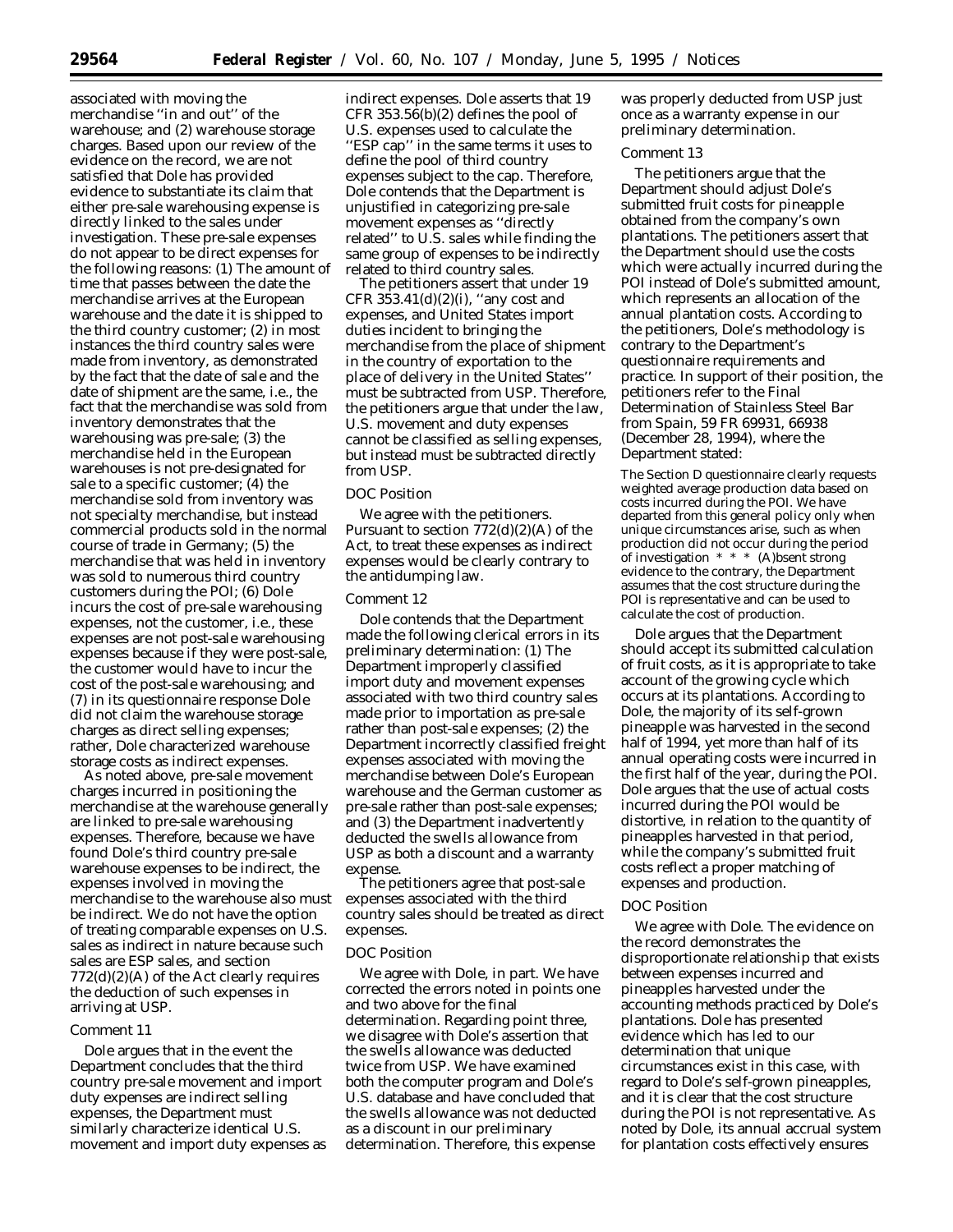associated with moving the merchandise ''in and out'' of the warehouse; and (2) warehouse storage charges. Based upon our review of the evidence on the record, we are not satisfied that Dole has provided evidence to substantiate its claim that either pre-sale warehousing expense is directly linked to the sales under investigation. These pre-sale expenses do not appear to be direct expenses for the following reasons: (1) The amount of time that passes between the date the merchandise arrives at the European warehouse and the date it is shipped to the third country customer; (2) in most instances the third country sales were made from inventory, as demonstrated by the fact that the date of sale and the date of shipment are the same, i.e., the fact that the merchandise was sold from inventory demonstrates that the warehousing was pre-sale; (3) the merchandise held in the European warehouses is not pre-designated for sale to a specific customer; (4) the merchandise sold from inventory was not specialty merchandise, but instead commercial products sold in the normal course of trade in Germany; (5) the merchandise that was held in inventory was sold to numerous third country customers during the POI; (6) Dole incurs the cost of pre-sale warehousing expenses, not the customer, i.e., these expenses are not post-sale warehousing expenses because if they were post-sale, the customer would have to incur the cost of the post-sale warehousing; and (7) in its questionnaire response Dole did not claim the warehouse storage charges as direct selling expenses; rather, Dole characterized warehouse storage costs as indirect expenses.

As noted above, pre-sale movement charges incurred in positioning the merchandise at the warehouse generally are linked to pre-sale warehousing expenses. Therefore, because we have found Dole's third country pre-sale warehouse expenses to be indirect, the expenses involved in moving the merchandise to the warehouse also must be indirect. We do not have the option of treating comparable expenses on U.S. sales as indirect in nature because such sales are ESP sales, and section 772(d)(2)(A) of the Act clearly requires the deduction of such expenses in arriving at USP.

*Comment 11*

Dole argues that in the event the Department concludes that the third country pre-sale movement and import duty expenses are indirect selling expenses, the Department must similarly characterize identical U.S. movement and import duty expenses as indirect expenses. Dole asserts that 19 CFR 353.56(b)(2) defines the pool of U.S. expenses used to calculate the ''ESP cap'' in the same terms it uses to define the pool of third country expenses subject to the cap. Therefore, Dole contends that the Department is unjustified in categorizing pre-sale movement expenses as ''directly related'' to U.S. sales while finding the same group of expenses to be indirectly related to third country sales.

The petitioners assert that under 19 CFR 353.41(d)(2)(i), ''any cost and expenses, and United States import duties incident to bringing the merchandise from the place of shipment in the country of exportation to the place of delivery in the United States'' must be subtracted from USP. Therefore, the petitioners argue that under the law, U.S. movement and duty expenses cannot be classified as selling expenses, but instead must be subtracted directly from USP.

*DOC Position*

We agree with the petitioners. Pursuant to section 772(d)(2)(A) of the Act, to treat these expenses as indirect expenses would be clearly contrary to the antidumping law.

*Comment 12*

Dole contends that the Department made the following clerical errors in its preliminary determination: (1) The Department improperly classified import duty and movement expenses associated with two third country sales made prior to importation as pre-sale rather than post-sale expenses; (2) the Department incorrectly classified freight expenses associated with moving the merchandise between Dole's European warehouse and the German customer as pre-sale rather than post-sale expenses; and (3) the Department inadvertently deducted the swells allowance from USP as both a discount and a warranty expense.

The petitioners agree that post-sale expenses associated with the third country sales should be treated as direct expenses.

*DOC Position*

We agree with Dole, in part. We have corrected the errors noted in points one and two above for the final determination. Regarding point three, we disagree with Dole's assertion that the swells allowance was deducted twice from USP. We have examined both the computer program and Dole's U.S. database and have concluded that the swells allowance was not deducted as a discount in our preliminary determination. Therefore, this expense was properly deducted from USP just once as a warranty expense in our preliminary determination.

*Comment 13*

The petitioners argue that the Department should adjust Dole's submitted fruit costs for pineapple obtained from the company's own plantations. The petitioners assert that the Department should use the costs which were actually incurred during the POI instead of Dole's submitted amount, which represents an allocation of the annual plantation costs. According to the petitioners, Dole's methodology is contrary to the Department's questionnaire requirements and practice. In support of their position, the petitioners refer to the *Final Determination of Stainless Steel Bar from Spain,* 59 FR 69931, 66938 (December 28, 1994), where the Department stated:

> The Section D questionnaire clearly requests weighted average production data based on costs incurred during the POI. We have departed from this general policy only when unique circumstances arise, such as when production did not occur during the period of investigation * * * (A)bsent strong evidence to the contrary, the Department assumes that the cost structure during the POI is representative and can be used to calculate the cost of production.

Dole argues that the Department should accept its submitted calculation of fruit costs, as it is appropriate to take account of the growing cycle which occurs at its plantations. According to Dole, the majority of its self-grown pineapple was harvested in the second half of 1994, yet more than half of its annual operating costs were incurred in the first half of the year, during the POI. Dole argues that the use of actual costs incurred during the POI would be distortive, in relation to the quantity of pineapples harvested in that period, while the company's submitted fruit costs reflect a proper matching of expenses and production.

*DOC Position*

We agree with Dole. The evidence on the record demonstrates the disproportionate relationship that exists between expenses incurred and pineapples harvested under the accounting methods practiced by Dole's plantations. Dole has presented evidence which has led to our determination that unique circumstances exist in this case, with regard to Dole's self-grown pineapples, and it is clear that the cost structure during the POI is not representative. As noted by Dole, its annual accrual system for plantation costs effectively ensures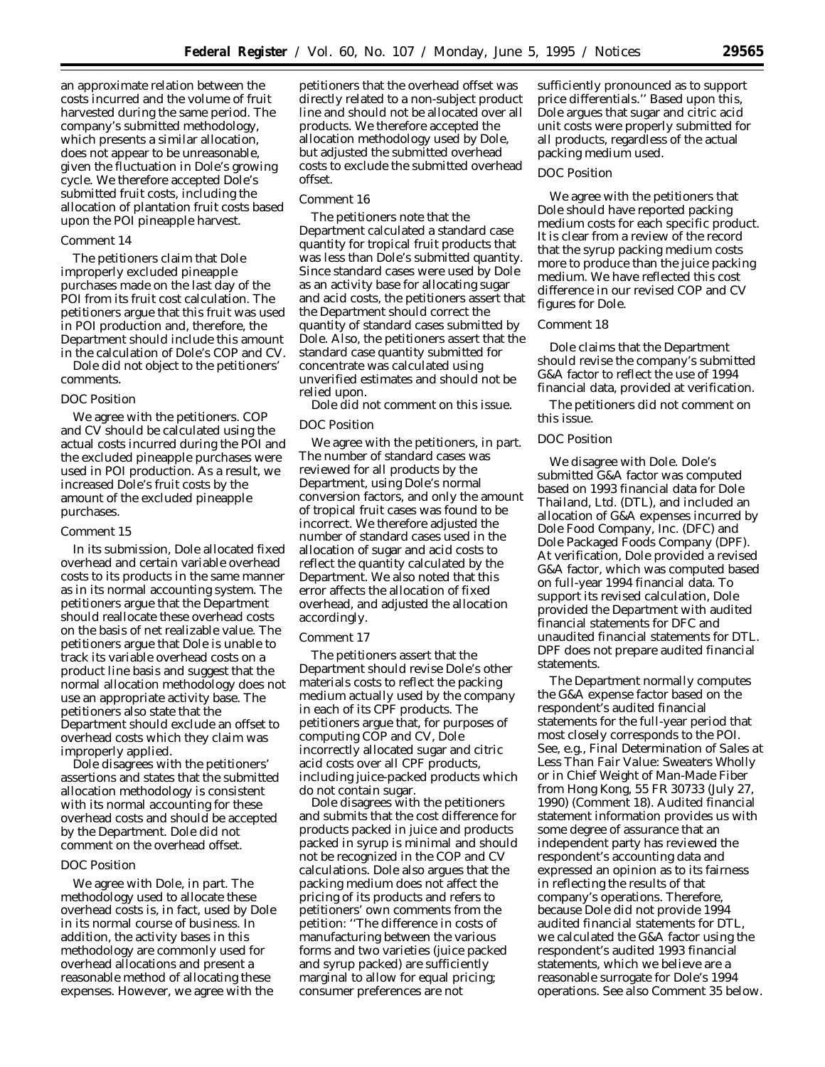an approximate relation between the costs incurred and the volume of fruit harvested during the same period. The company's submitted methodology, which presents a similar allocation, does not appear to be unreasonable, given the fluctuation in Dole's growing cycle. We therefore accepted Dole's submitted fruit costs, including the allocation of plantation fruit costs based upon the POI pineapple harvest.

*Comment 14*

The petitioners claim that Dole improperly excluded pineapple purchases made on the last day of the POI from its fruit cost calculation. The petitioners argue that this fruit was used in POI production and, therefore, the Department should include this amount in the calculation of Dole's COP and CV.

Dole did not object to the petitioners' comments.

*DOC Position*

We agree with the petitioners. COP and CV should be calculated using the actual costs incurred during the POI and the excluded pineapple purchases were used in POI production. As a result, we increased Dole's fruit costs by the amount of the excluded pineapple purchases.

*Comment 15*

In its submission, Dole allocated fixed overhead and certain variable overhead costs to its products in the same manner as in its normal accounting system. The petitioners argue that the Department should reallocate these overhead costs on the basis of net realizable value. The petitioners argue that Dole is unable to track its variable overhead costs on a product line basis and suggest that the normal allocation methodology does not use an appropriate activity base. The petitioners also state that the Department should exclude an offset to overhead costs which they claim was improperly applied.

Dole disagrees with the petitioners' assertions and states that the submitted allocation methodology is consistent with its normal accounting for these overhead costs and should be accepted by the Department. Dole did not comment on the overhead offset.

*DOC Position*

We agree with Dole, in part. The methodology used to allocate these overhead costs is, in fact, used by Dole in its normal course of business. In addition, the activity bases in this methodology are commonly used for overhead allocations and present a reasonable method of allocating these expenses. However, we agree with the petitioners that the overhead offset was directly related to a non-subject product line and should not be allocated over all products. We therefore accepted the allocation methodology used by Dole, but adjusted the submitted overhead costs to exclude the submitted overhead offset.

*Comment 16*

The petitioners note that the Department calculated a standard case quantity for tropical fruit products that was less than Dole's submitted quantity. Since standard cases were used by Dole as an activity base for allocating sugar and acid costs, the petitioners assert that the Department should correct the quantity of standard cases submitted by Dole. Also, the petitioners assert that the standard case quantity submitted for concentrate was calculated using unverified estimates and should not be relied upon.

Dole did not comment on this issue.

*DOC Position*

We agree with the petitioners, in part. The number of standard cases was reviewed for all products by the Department, using Dole's normal conversion factors, and only the amount of tropical fruit cases was found to be incorrect. We therefore adjusted the number of standard cases used in the allocation of sugar and acid costs to reflect the quantity calculated by the Department. We also noted that this error affects the allocation of fixed overhead, and adjusted the allocation accordingly.

*Comment 17*

The petitioners assert that the Department should revise Dole's other materials costs to reflect the packing medium actually used by the company in each of its CPF products. The petitioners argue that, for purposes of computing COP and CV, Dole incorrectly allocated sugar and citric acid costs over all CPF products, including juice-packed products which do not contain sugar.

Dole disagrees with the petitioners and submits that the cost difference for products packed in juice and products packed in syrup is minimal and should not be recognized in the COP and CV calculations. Dole also argues that the packing medium does not affect the pricing of its products and refers to petitioners' own comments from the petition: ''The difference in costs of manufacturing between the various forms and two varieties (juice packed and syrup packed) are sufficiently marginal to allow for equal pricing; consumer preferences are not sufficiently pronounced as to support price differentials.'' Based upon this, Dole argues that sugar and citric acid unit costs were properly submitted for all products, regardless of the actual packing medium used.

*DOC Position*

We agree with the petitioners that Dole should have reported packing medium costs for each specific product. It is clear from a review of the record that the syrup packing medium costs more to produce than the juice packing medium. We have reflected this cost difference in our revised COP and CV figures for Dole.

*Comment 18*

Dole claims that the Department should revise the company's submitted G&A factor to reflect the use of 1994 financial data, provided at verification.

The petitioners did not comment on this issue.

*DOC Position*

We disagree with Dole. Dole's submitted G&A factor was computed based on 1993 financial data for Dole Thailand, Ltd. (DTL), and included an allocation of G&A expenses incurred by Dole Food Company, Inc. (DFC) and Dole Packaged Foods Company (DPF). At verification, Dole provided a revised G&A factor, which was computed based on full-year 1994 financial data. To support its revised calculation, Dole provided the Department with audited financial statements for DFC and unaudited financial statements for DTL. DPF does not prepare audited financial statements.

The Department normally computes the G&A expense factor based on the respondent's audited financial statements for the full-year period that most closely corresponds to the POI. See, e.g., *Final Determination of Sales at Less Than Fair Value: Sweaters Wholly or in Chief Weight of Man-Made Fiber from Hong Kong*, 55 FR 30733 (July 27, 1990) (Comment 18). Audited financial statement information provides us with some degree of assurance that an independent party has reviewed the respondent's accounting data and expressed an opinion as to its fairness in reflecting the results of that company's operations. Therefore, because Dole did not provide 1994 audited financial statements for DTL, we calculated the G&A factor using the respondent's audited 1993 financial statements, which we believe are a reasonable surrogate for Dole's 1994 operations. See also Comment 35 below.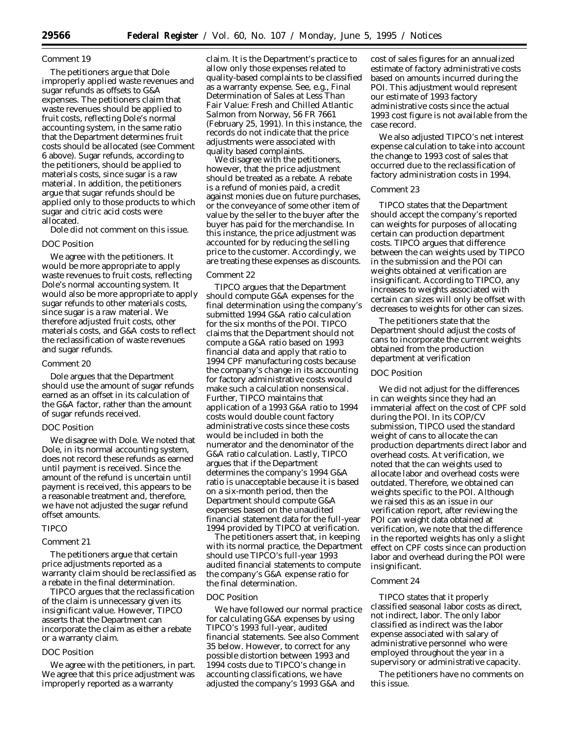### Comment 19

The petitioners argue that Dole improperly applied waste revenues and sugar refunds as offsets to G&A expenses. The petitioners claim that waste revenues should be applied to fruit costs, reflecting Dole's normal accounting system, in the same ratio that the Department determines fruit costs should be allocated (see Comment 6 above). Sugar refunds, according to the petitioners, should be applied to materials costs, since sugar is a raw material. In addition, the petitioners argue that sugar refunds should be applied only to those products to which sugar and citric acid costs were allocated.

Dole did not comment on this issue.

### DOC Position

We agree with the petitioners. It would be more appropriate to apply waste revenues to fruit costs, reflecting Dole's normal accounting system. It would also be more appropriate to apply sugar refunds to other materials costs, since sugar is a raw material. We therefore adjusted fruit costs, other materials costs, and G&A costs to reflect the reclassification of waste revenues and sugar refunds.

### Comment 20

Dole argues that the Department should use the amount of sugar refunds earned as an offset in its calculation of the G&A factor, rather than the amount of sugar refunds received.

### DOC Position

We disagree with Dole. We noted that Dole, in its normal accounting system, does not record these refunds as earned until payment is received. Since the amount of the refund is uncertain until payment is received, this appears to be a reasonable treatment and, therefore, we have not adjusted the sugar refund offset amounts.

## TIPCO

### Comment 21

The petitioners argue that certain price adjustments reported as a warranty claim should be reclassified as a rebate in the final determination.

TIPCO argues that the reclassification of the claim is unnecessary given its insignificant value. However, TIPCO asserts that the Department can incorporate the claim as either a rebate or a warranty claim.

### DOC Position

We agree with the petitioners, in part. We agree that this price adjustment was improperly reported as a warranty claim. It is the Department's practice to allow only those expenses related to quality-based complaints to be classified as a warranty expense. See, e.g., *Final Determination of Sales at Less Than Fair Value: Fresh and Chilled Atlantic Salmon from Norway*, 56 FR 7661 (February 25, 1991). In this instance, the records do not indicate that the price adjustments were associated with quality based complaints.

We disagree with the petitioners, however, that the price adjustment should be treated as a rebate. A rebate is a refund of monies paid, a credit against monies due on future purchases, or the conveyance of some other item of value by the seller to the buyer after the buyer has paid for the merchandise. In this instance, the price adjustment was accounted for by reducing the selling price to the customer. Accordingly, we are treating these expenses as discounts.

### Comment 22

TIPCO argues that the Department should compute G&A expenses for the final determination using the company's submitted 1994 G&A ratio calculation for the six months of the POI. TIPCO claims that the Department should not compute a G&A ratio based on 1993 financial data and apply that ratio to 1994 CPF manufacturing costs because the company's change in its accounting for factory administrative costs would make such a calculation nonsensical. Further, TIPCO maintains that application of a 1993 G&A ratio to 1994 costs would double count factory administrative costs since these costs would be included in both the numerator and the denominator of the G&A ratio calculation. Lastly, TIPCO argues that if the Department determines the company's 1994 G&A ratio is unacceptable because it is based on a six-month period, then the Department should compute G&A expenses based on the unaudited financial statement data for the full-year 1994 provided by TIPCO at verification.

The petitioners assert that, in keeping with its normal practice, the Department should use TIPCO's full-year 1993 audited financial statements to compute the company's G&A expense ratio for the final determination.

### DOC Position

We have followed our normal practice for calculating G&A expenses by using TIPCO's 1993 full-year, audited financial statements. See also Comment 35 below. However, to correct for any possible distortion between 1993 and 1994 costs due to TIPCO's change in accounting classifications, we have adjusted the company's 1993 G&A and cost of sales figures for an annualized estimate of factory administrative costs based on amounts incurred during the POI. This adjustment would represent our estimate of 1993 factory administrative costs since the actual 1993 cost figure is not available from the case record.

We also adjusted TIPCO's net interest expense calculation to take into account the change to 1993 cost of sales that occurred due to the reclassification of factory administration costs in 1994.

### Comment 23

TIPCO states that the Department should accept the company's reported can weights for purposes of allocating certain can production department costs. TIPCO argues that difference between the can weights used by TIPCO in the submission and the POI can weights obtained at verification are insignificant. According to TIPCO, any increases to weights associated with certain can sizes will only be offset with decreases to weights for other can sizes.

The petitioners state that the Department should adjust the costs of cans to incorporate the current weights obtained from the production department at verification

### DOC Position

We did not adjust for the differences in can weights since they had an immaterial affect on the cost of CPF sold during the POI. In its COP/CV submission, TIPCO used the standard weight of cans to allocate the can production departments direct labor and overhead costs. At verification, we noted that the can weights used to allocate labor and overhead costs were outdated. Therefore, we obtained can weights specific to the POI. Although we raised this as an issue in our verification report, after reviewing the POI can weight data obtained at verification, we note that the difference in the reported weights has only a slight effect on CPF costs since can production labor and overhead during the POI were insignificant.

### Comment 24

TIPCO states that it properly classified seasonal labor costs as direct, not indirect, labor. The only labor classified as indirect was the labor expense associated with salary of administrative personnel who were employed throughout the year in a supervisory or administrative capacity.

The petitioners have no comments on this issue.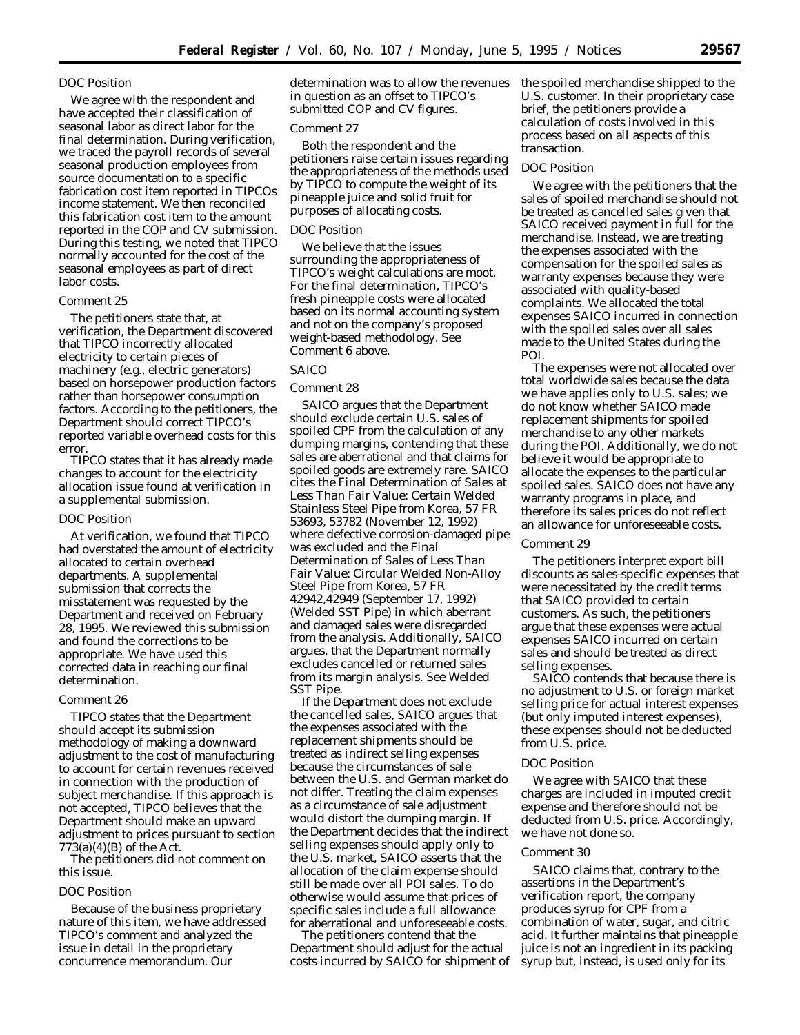### DOC Position

We agree with the respondent and have accepted their classification of seasonal labor as direct labor for the final determination. During verification, we traced the payroll records of several seasonal production employees from source documentation to a specific fabrication cost item reported in TIPCOs income statement. We then reconciled this fabrication cost item to the amount reported in the COP and CV submission. During this testing, we noted that TIPCO normally accounted for the cost of the seasonal employees as part of direct labor costs.

### Comment 25

The petitioners state that, at verification, the Department discovered that TIPCO incorrectly allocated electricity to certain pieces of machinery (e.g., electric generators) based on horsepower production factors rather than horsepower consumption factors. According to the petitioners, the Department should correct TIPCO's reported variable overhead costs for this error.

TIPCO states that it has already made changes to account for the electricity allocation issue found at verification in a supplemental submission.

### DOC Position

At verification, we found that TIPCO had overstated the amount of electricity allocated to certain overhead departments. A supplemental submission that corrects the misstatement was requested by the Department and received on February 28, 1995. We reviewed this submission and found the corrections to be appropriate. We have used this corrected data in reaching our final determination.

### Comment 26

TIPCO states that the Department should accept its submission methodology of making a downward adjustment to the cost of manufacturing to account for certain revenues received in connection with the production of subject merchandise. If this approach is not accepted, TIPCO believes that the Department should make an upward adjustment to prices pursuant to section 773(a)(4)(B) of the Act.

The petitioners did not comment on this issue.

### DOC Position

Because of the business proprietary nature of this item, we have addressed TIPCO's comment and analyzed the issue in detail in the proprietary concurrence memorandum. Our determination was to allow the revenues in question as an offset to TIPCO's submitted COP and CV figures.

### Comment 27

Both the respondent and the petitioners raise certain issues regarding the appropriateness of the methods used by TIPCO to compute the weight of its pineapple juice and solid fruit for purposes of allocating costs.

### DOC Position

We believe that the issues surrounding the appropriateness of TIPCO's weight calculations are moot. For the final determination, TIPCO's fresh pineapple costs were allocated based on its normal accounting system and not on the company's proposed weight-based methodology. See Comment 6 above.

## SAICO

### Comment 28

SAICO argues that the Department should exclude certain U.S. sales of spoiled CPF from the calculation of any dumping margins, contending that these sales are aberrational and that claims for spoiled goods are extremely rare. SAICO cites the *Final Determination of Sales at Less Than Fair Value: Certain Welded Stainless Steel Pipe from Korea,* 57 FR 53693, 53782 (November 12, 1992) where defective corrosion-damaged pipe was excluded and the *Final Determination of Sales of Less Than Fair Value: Circular Welded Non-Alloy Steel Pipe from Korea,* 57 FR 42942,42949 (September 17, 1992) (*Welded SST Pipe*) in which aberrant and damaged sales were disregarded from the analysis. Additionally, SAICO argues, that the Department normally excludes cancelled or returned sales from its margin analysis. *See Welded SST Pipe.*

If the Department does not exclude the cancelled sales, SAICO argues that the expenses associated with the replacement shipments should be treated as indirect selling expenses because the circumstances of sale between the U.S. and German market do not differ. Treating the claim expenses as a circumstance of sale adjustment would distort the dumping margin. If the Department decides that the indirect selling expenses should apply only to the U.S. market, SAICO asserts that the allocation of the claim expense should still be made over all POI sales. To do otherwise would assume that prices of specific sales include a full allowance for aberrational and unforeseeable costs.

The petitioners contend that the Department should adjust for the actual costs incurred by SAICO for shipment of the spoiled merchandise shipped to the U.S. customer. In their proprietary case brief, the petitioners provide a calculation of costs involved in this process based on all aspects of this transaction.

### DOC Position

We agree with the petitioners that the sales of spoiled merchandise should not be treated as cancelled sales given that SAICO received payment in full for the merchandise. Instead, we are treating the expenses associated with the compensation for the spoiled sales as warranty expenses because they were associated with quality-based complaints. We allocated the total expenses SAICO incurred in connection with the spoiled sales over all sales made to the United States during the POI.

The expenses were not allocated over total worldwide sales because the data we have applies only to U.S. sales; we do not know whether SAICO made replacement shipments for spoiled merchandise to any other markets during the POI. Additionally, we do not believe it would be appropriate to allocate the expenses to the particular spoiled sales. SAICO does not have any warranty programs in place, and therefore its sales prices do not reflect an allowance for unforeseeable costs.

### Comment 29

The petitioners interpret export bill discounts as sales-specific expenses that were necessitated by the credit terms that SAICO provided to certain customers. As such, the petitioners argue that these expenses were actual expenses SAICO incurred on certain sales and should be treated as direct selling expenses.

SAICO contends that because there is no adjustment to U.S. or foreign market selling price for actual interest expenses (but only imputed interest expenses), these expenses should not be deducted from U.S. price.

### DOC Position

We agree with SAICO that these charges are included in imputed credit expense and therefore should not be deducted from U.S. price. Accordingly, we have not done so.

### Comment 30

SAICO claims that, contrary to the assertions in the Department's verification report, the company produces syrup for CPF from a combination of water, sugar, and citric acid. It further maintains that pineapple juice is not an ingredient in its packing syrup but, instead, is used only for its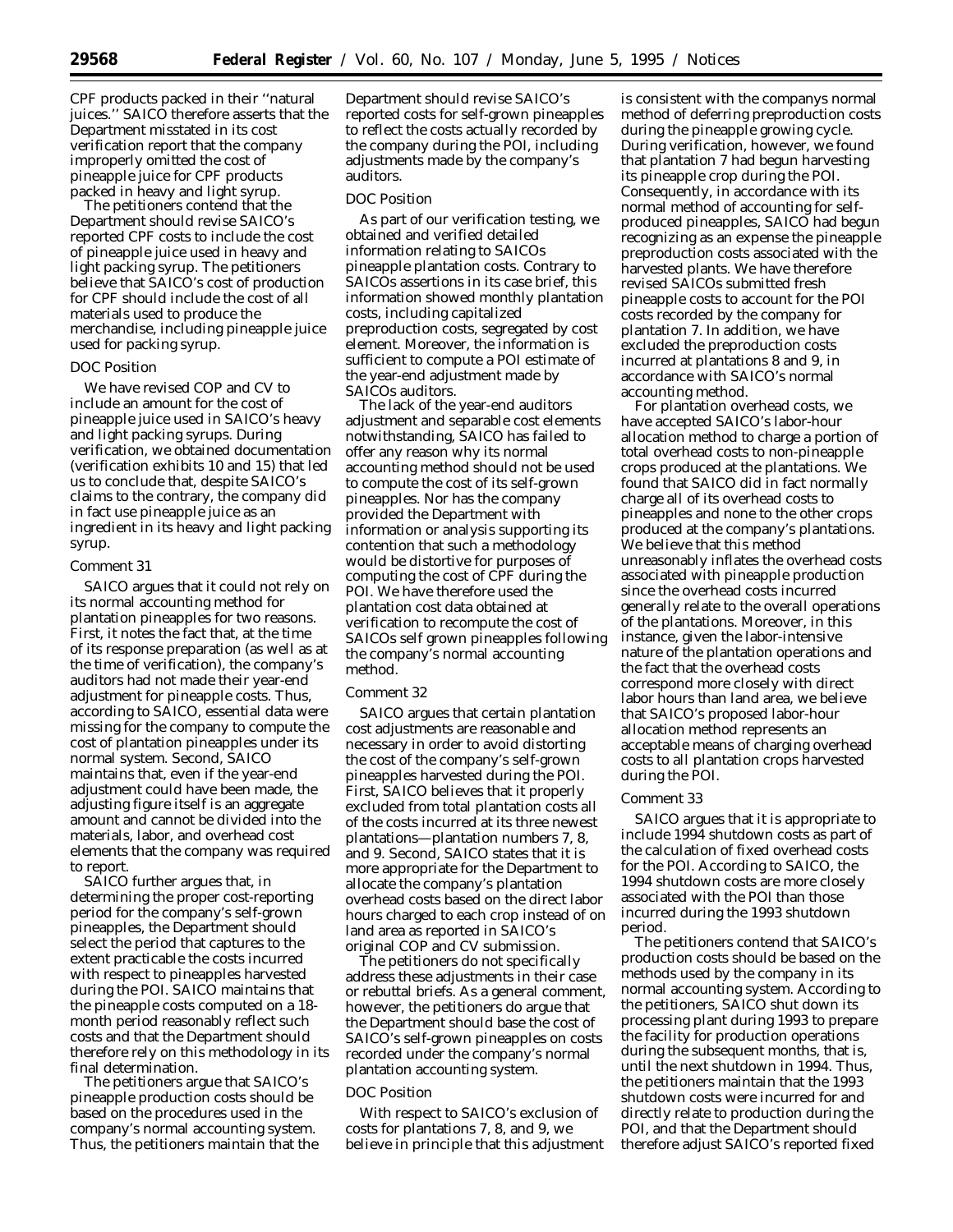CPF products packed in their ''natural juices.'' SAICO therefore asserts that the Department misstated in its cost verification report that the company improperly omitted the cost of pineapple juice for CPF products packed in heavy and light syrup.

The petitioners contend that the Department should revise SAICO's reported CPF costs to include the cost of pineapple juice used in heavy and light packing syrup. The petitioners believe that SAICO's cost of production for CPF should include the cost of all materials used to produce the merchandise, including pineapple juice used for packing syrup.

*DOC Position*

We have revised COP and CV to include an amount for the cost of pineapple juice used in SAICO's heavy and light packing syrups. During verification, we obtained documentation (verification exhibits 10 and 15) that led us to conclude that, despite SAICO's claims to the contrary, the company did in fact use pineapple juice as an ingredient in its heavy and light packing syrup.

*Comment 31*

SAICO argues that it could not rely on its normal accounting method for plantation pineapples for two reasons. First, it notes the fact that, at the time of its response preparation (as well as at the time of verification), the company's auditors had not made their year-end adjustment for pineapple costs. Thus, according to SAICO, essential data were missing for the company to compute the cost of plantation pineapples under its normal system. Second, SAICO maintains that, even if the year-end adjustment could have been made, the adjusting figure itself is an aggregate amount and cannot be divided into the materials, labor, and overhead cost elements that the company was required to report.

SAICO further argues that, in determining the proper cost-reporting period for the company's self-grown pineapples, the Department should select the period that captures to the extent practicable the costs incurred with respect to pineapples harvested during the POI. SAICO maintains that the pineapple costs computed on a 18-month period reasonably reflect such costs and that the Department should therefore rely on this methodology in its final determination.

The petitioners argue that SAICO's pineapple production costs should be based on the procedures used in the company's normal accounting system. Thus, the petitioners maintain that the Department should revise SAICO's reported costs for self-grown pineapples to reflect the costs actually recorded by the company during the POI, including adjustments made by the company's auditors.

*DOC Position*

As part of our verification testing, we obtained and verified detailed information relating to SAICOs pineapple plantation costs. Contrary to SAICOs assertions in its case brief, this information showed monthly plantation costs, including capitalized preproduction costs, segregated by cost element. Moreover, the information is sufficient to compute a POI estimate of the year-end adjustment made by SAICOs auditors.

The lack of the year-end auditors adjustment and separable cost elements notwithstanding, SAICO has failed to offer any reason why its normal accounting method should not be used to compute the cost of its self-grown pineapples. Nor has the company provided the Department with information or analysis supporting its contention that such a methodology would be distortive for purposes of computing the cost of CPF during the POI. We have therefore used the plantation cost data obtained at verification to recompute the cost of SAICOs self grown pineapples following the company's normal accounting method.

*Comment 32*

SAICO argues that certain plantation cost adjustments are reasonable and necessary in order to avoid distorting the cost of the company's self-grown pineapples harvested during the POI. First, SAICO believes that it properly excluded from total plantation costs all of the costs incurred at its three newest plantations—plantation numbers 7, 8, and 9. Second, SAICO states that it is more appropriate for the Department to allocate the company's plantation overhead costs based on the direct labor hours charged to each crop instead of on land area as reported in SAICO's original COP and CV submission.

The petitioners do not specifically address these adjustments in their case or rebuttal briefs. As a general comment, however, the petitioners do argue that the Department should base the cost of SAICO's self-grown pineapples on costs recorded under the company's normal plantation accounting system.

*DOC Position*

With respect to SAICO's exclusion of costs for plantations 7, 8, and 9, we believe in principle that this adjustment is consistent with the companys normal method of deferring preproduction costs during the pineapple growing cycle. During verification, however, we found that plantation 7 had begun harvesting its pineapple crop during the POI. Consequently, in accordance with its normal method of accounting for self-produced pineapples, SAICO had begun recognizing as an expense the pineapple preproduction costs associated with the harvested plants. We have therefore revised SAICOs submitted fresh pineapple costs to account for the POI costs recorded by the company for plantation 7. In addition, we have excluded the preproduction costs incurred at plantations 8 and 9, in accordance with SAICO's normal accounting method.

For plantation overhead costs, we have accepted SAICO's labor-hour allocation method to charge a portion of total overhead costs to non-pineapple crops produced at the plantations. We found that SAICO did in fact normally charge all of its overhead costs to pineapples and none to the other crops produced at the company's plantations. We believe that this method unreasonably inflates the overhead costs associated with pineapple production since the overhead costs incurred generally relate to the overall operations of the plantations. Moreover, in this instance, given the labor-intensive nature of the plantation operations and the fact that the overhead costs correspond more closely with direct labor hours than land area, we believe that SAICO's proposed labor-hour allocation method represents an acceptable means of charging overhead costs to all plantation crops harvested during the POI.

*Comment 33*

SAICO argues that it is appropriate to include 1994 shutdown costs as part of the calculation of fixed overhead costs for the POI. According to SAICO, the 1994 shutdown costs are more closely associated with the POI than those incurred during the 1993 shutdown period.

The petitioners contend that SAICO's production costs should be based on the methods used by the company in its normal accounting system. According to the petitioners, SAICO shut down its processing plant during 1993 to prepare the facility for production operations during the subsequent months, that is, until the next shutdown in 1994. Thus, the petitioners maintain that the 1993 shutdown costs were incurred for and directly relate to production during the POI, and that the Department should therefore adjust SAICO's reported fixed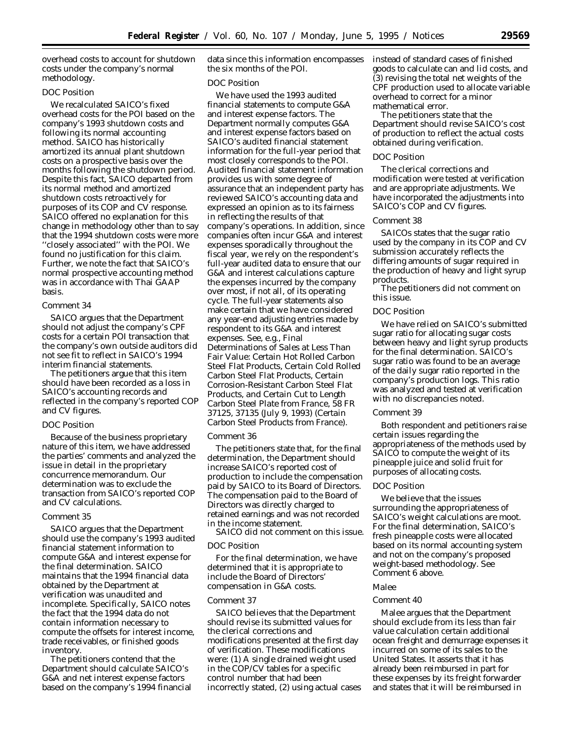overhead costs to account for shutdown costs under the company's normal methodology.

*DOC Position*

We recalculated SAICO's fixed overhead costs for the POI based on the company's 1993 shutdown costs and following its normal accounting method. SAICO has historically amortized its annual plant shutdown costs on a prospective basis over the months following the shutdown period. Despite this fact, SAICO departed from its normal method and amortized shutdown costs retroactively for purposes of its COP and CV response. SAICO offered no explanation for this change in methodology other than to say that the 1994 shutdown costs were more ''closely associated'' with the POI. We found no justification for this claim. Further, we note the fact that SAICO's normal prospective accounting method was in accordance with Thai GAAP basis.

*Comment 34*

SAICO argues that the Department should not adjust the company's CPF costs for a certain POI transaction that the company's own outside auditors did not see fit to reflect in SAICO's 1994 interim financial statements.

The petitioners argue that this item should have been recorded as a loss in SAICO's accounting records and reflected in the company's reported COP and CV figures.

*DOC Position*

Because of the business proprietary nature of this item, we have addressed the parties' comments and analyzed the issue in detail in the proprietary concurrence memorandum. Our determination was to exclude the transaction from SAICO's reported COP and CV calculations.

*Comment 35*

SAICO argues that the Department should use the company's 1993 audited financial statement information to compute G&A and interest expense for the final determination. SAICO maintains that the 1994 financial data obtained by the Department at verification was unaudited and incomplete. Specifically, SAICO notes the fact that the 1994 data do not contain information necessary to compute the offsets for interest income, trade receivables, or finished goods inventory.

The petitioners contend that the Department should calculate SAICO's G&A and net interest expense factors based on the company's 1994 financial data since this information encompasses the six months of the POI.

*DOC Position*

We have used the 1993 audited financial statements to compute G&A and interest expense factors. The Department normally computes G&A and interest expense factors based on SAICO's audited financial statement information for the full-year period that most closely corresponds to the POI. Audited financial statement information provides us with some degree of assurance that an independent party has reviewed SAICO's accounting data and expressed an opinion as to its fairness in reflecting the results of that company's operations. In addition, since companies often incur G&A and interest expenses sporadically throughout the fiscal year, we rely on the respondent's full-year audited data to ensure that our G&A and interest calculations capture the expenses incurred by the company over most, if not all, of its operating cycle. The full-year statements also make certain that we have considered any year-end adjusting entries made by respondent to its G&A and interest expenses. See, e.g., *Final Determinations of Sales at Less Than Fair Value: Certain Hot Rolled Carbon Steel Flat Products, Certain Cold Rolled Carbon Steel Flat Products, Certain Corrosion-Resistant Carbon Steel Flat Products, and Certain Cut to Length Carbon Steel Plate from France*, 58 FR 37125, 37135 (July 9, 1993) (*Certain Carbon Steel Products from France*).

*Comment 36*

The petitioners state that, for the final determination, the Department should increase SAICO's reported cost of production to include the compensation paid by SAICO to its Board of Directors. The compensation paid to the Board of Directors was directly charged to retained earnings and was not recorded in the income statement.

SAICO did not comment on this issue.

*DOC Position*

For the final determination, we have determined that it is appropriate to include the Board of Directors' compensation in G&A costs.

*Comment 37*

SAICO believes that the Department should revise its submitted values for the clerical corrections and modifications presented at the first day of verification. These modifications were: (1) A single drained weight used in the COP/CV tables for a specific control number that had been incorrectly stated, (2) using actual cases instead of standard cases of finished goods to calculate can and lid costs, and (3) revising the total net weights of the CPF production used to allocate variable overhead to correct for a minor mathematical error.

The petitioners state that the Department should revise SAICO's cost of production to reflect the actual costs obtained during verification.

*DOC Position*

The clerical corrections and modification were tested at verification and are appropriate adjustments. We have incorporated the adjustments into SAICO's COP and CV figures.

*Comment 38*

SAICOs states that the sugar ratio used by the company in its COP and CV submission accurately reflects the differing amounts of sugar required in the production of heavy and light syrup products.

The petitioners did not comment on this issue.

*DOC Position*

We have relied on SAICO's submitted sugar ratio for allocating sugar costs between heavy and light syrup products for the final determination. SAICO's sugar ratio was found to be an average of the daily sugar ratio reported in the company's production logs. This ratio was analyzed and tested at verification with no discrepancies noted.

*Comment 39*

Both respondent and petitioners raise certain issues regarding the appropriateness of the methods used by SAICO to compute the weight of its pineapple juice and solid fruit for purposes of allocating costs.

*DOC Position*

We believe that the issues surrounding the appropriateness of SAICO's weight calculations are moot. For the final determination, SAICO's fresh pineapple costs were allocated based on its normal accounting system and not on the company's proposed weight-based methodology. See Comment 6 above.

*Malee*

*Comment 40*

Malee argues that the Department should exclude from its less than fair value calculation certain additional ocean freight and demurrage expenses it incurred on some of its sales to the United States. It asserts that it has already been reimbursed in part for these expenses by its freight forwarder and states that it will be reimbursed in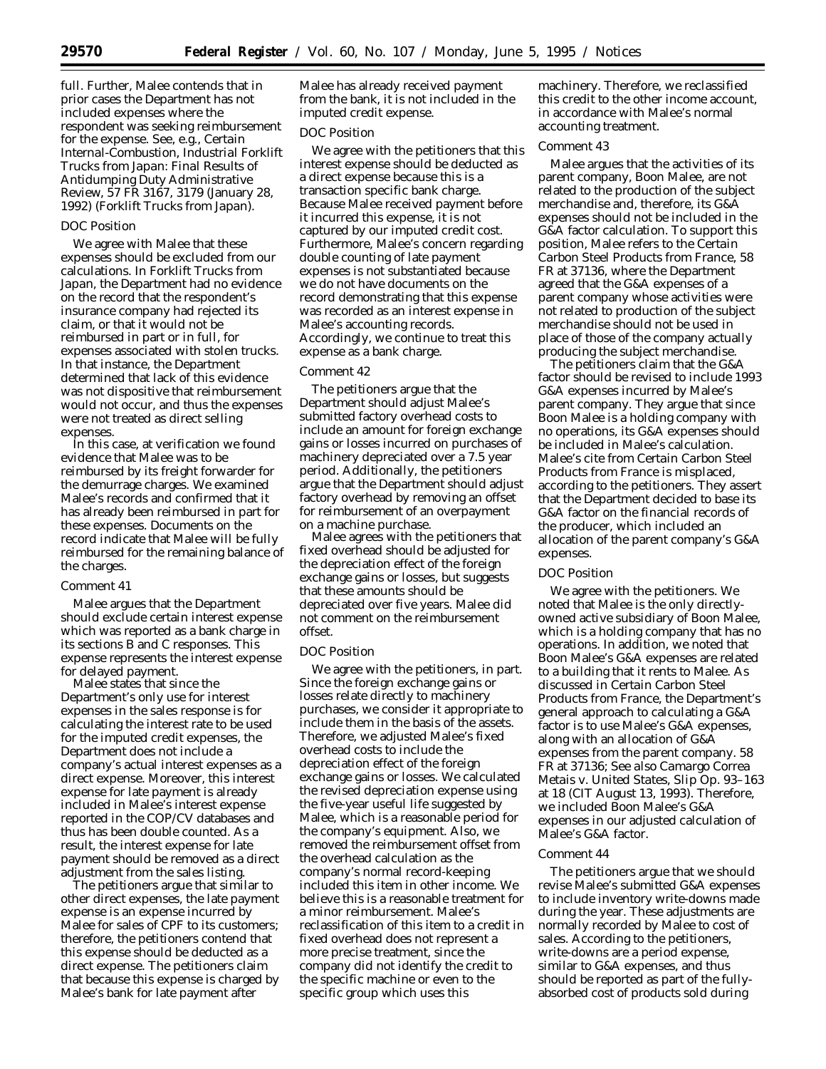full. Further, Malee contends that in prior cases the Department has not included expenses where the respondent was seeking reimbursement for the expense. See, e.g., *Certain Internal-Combustion, Industrial Forklift Trucks from Japan: Final Results of Antidumping Duty Administrative Review*, 57 FR 3167, 3179 (January 28, 1992) (*Forklift Trucks from Japan*).

### DOC Position

We agree with Malee that these expenses should be excluded from our calculations. In *Forklift Trucks from Japan*, the Department had no evidence on the record that the respondent's insurance company had rejected its claim, or that it would not be reimbursed in part or in full, for expenses associated with stolen trucks. In that instance, the Department determined that lack of this evidence was not dispositive that reimbursement would not occur, and thus the expenses were not treated as direct selling expenses.

In this case, at verification we found evidence that Malee was to be reimbursed by its freight forwarder for the demurrage charges. We examined Malee's records and confirmed that it has already been reimbursed in part for these expenses. Documents on the record indicate that Malee will be fully reimbursed for the remaining balance of the charges.

### Comment 41

Malee argues that the Department should exclude certain interest expense which was reported as a bank charge in its sections B and C responses. This expense represents the interest expense for delayed payment.

Malee states that since the Department's only use for interest expenses in the sales response is for calculating the interest rate to be used for the imputed credit expenses, the Department does not include a company's actual interest expenses as a direct expense. Moreover, this interest expense for late payment is already included in Malee's interest expense reported in the COP/CV databases and thus has been double counted. As a result, the interest expense for late payment should be removed as a direct adjustment from the sales listing.

The petitioners argue that similar to other direct expenses, the late payment expense is an expense incurred by Malee for sales of CPF to its customers; therefore, the petitioners contend that this expense should be deducted as a direct expense. The petitioners claim that because this expense is charged by Malee's bank for late payment after Malee has already received payment from the bank, it is not included in the imputed credit expense.

### DOC Position

We agree with the petitioners that this interest expense should be deducted as a direct expense because this is a transaction specific bank charge. Because Malee received payment before it incurred this expense, it is not captured by our imputed credit cost. Furthermore, Malee's concern regarding double counting of late payment expenses is not substantiated because we do not have documents on the record demonstrating that this expense was recorded as an interest expense in Malee's accounting records. Accordingly, we continue to treat this expense as a bank charge.

### Comment 42

The petitioners argue that the Department should adjust Malee's submitted factory overhead costs to include an amount for foreign exchange gains or losses incurred on purchases of machinery depreciated over a 7.5 year period. Additionally, the petitioners argue that the Department should adjust factory overhead by removing an offset for reimbursement of an overpayment on a machine purchase.

Malee agrees with the petitioners that fixed overhead should be adjusted for the depreciation effect of the foreign exchange gains or losses, but suggests that these amounts should be depreciated over five years. Malee did not comment on the reimbursement offset.

### DOC Position

We agree with the petitioners, in part. Since the foreign exchange gains or losses relate directly to machinery purchases, we consider it appropriate to include them in the basis of the assets. Therefore, we adjusted Malee's fixed overhead costs to include the depreciation effect of the foreign exchange gains or losses. We calculated the revised depreciation expense using the five-year useful life suggested by Malee, which is a reasonable period for the company's equipment. Also, we removed the reimbursement offset from the overhead calculation as the company's normal record-keeping included this item in other income. We believe this is a reasonable treatment for a minor reimbursement. Malee's reclassification of this item to a credit in fixed overhead does not represent a more precise treatment, since the company did not identify the credit to the specific machine or even to the specific group which uses this machinery. Therefore, we reclassified this credit to the other income account, in accordance with Malee's normal accounting treatment.

### Comment 43

Malee argues that the activities of its parent company, Boon Malee, are not related to the production of the subject merchandise and, therefore, its G&A expenses should not be included in the G&A factor calculation. To support this position, Malee refers to the *Certain Carbon Steel Products from France*, 58 FR at 37136, where the Department agreed that the G&A expenses of a parent company whose activities were not related to production of the subject merchandise should not be used in place of those of the company actually producing the subject merchandise.

The petitioners claim that the G&A factor should be revised to include 1993 G&A expenses incurred by Malee's parent company. They argue that since Boon Malee is a holding company with no operations, its G&A expenses should be included in Malee's calculation. Malee's cite from *Certain Carbon Steel Products from France* is misplaced, according to the petitioners. They assert that the Department decided to base its G&A factor on the financial records of the producer, which included an allocation of the parent company's G&A expenses.

### DOC Position

We agree with the petitioners. We noted that Malee is the only directly-owned active subsidiary of Boon Malee, which is a holding company that has no operations. In addition, we noted that Boon Malee's G&A expenses are related to a building that it rents to Malee. As discussed in *Certain Carbon Steel Products from France*, the Department's general approach to calculating a G&A factor is to use Malee's G&A expenses, along with an allocation of G&A expenses from the parent company. 58 FR at 37136; See also *Camargo Correa Metais* v. *United States*, Slip Op. 93–163 at 18 (CIT August 13, 1993). Therefore, we included Boon Malee's G&A expenses in our adjusted calculation of Malee's G&A factor.

### Comment 44

The petitioners argue that we should revise Malee's submitted G&A expenses to include inventory write-downs made during the year. These adjustments are normally recorded by Malee to cost of sales. According to the petitioners, write-downs are a period expense, similar to G&A expenses, and thus should be reported as part of the fully-absorbed cost of products sold during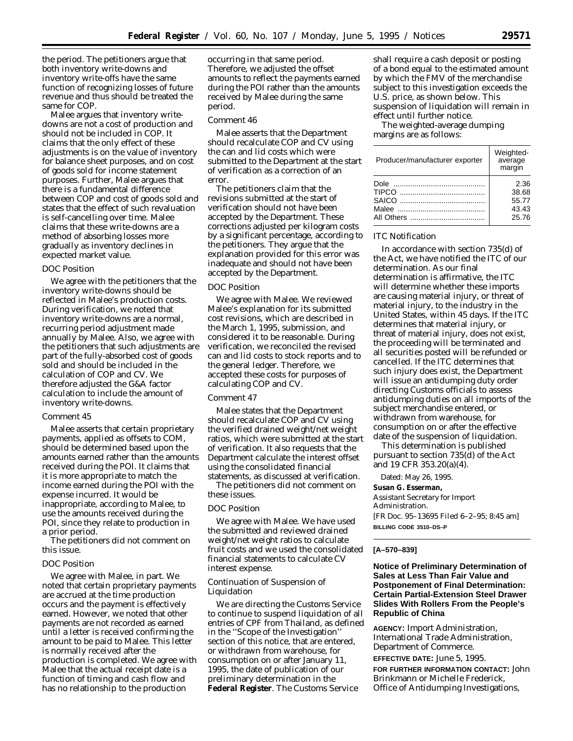the period. The petitioners argue that both inventory write-downs and inventory write-offs have the same function of recognizing losses of future revenue and thus should be treated the same for COP.

Malee argues that inventory write-downs are not a cost of production and should not be included in COP. It claims that the only effect of these adjustments is on the value of inventory for balance sheet purposes, and on cost of goods sold for income statement purposes. Further, Malee argues that there is a fundamental difference between COP and cost of goods sold and states that the effect of such revaluation is self-cancelling over time. Malee claims that these write-downs are a method of absorbing losses more gradually as inventory declines in expected market value.

*DOC Position*

We agree with the petitioners that the inventory write-downs should be reflected in Malee's production costs. During verification, we noted that inventory write-downs are a normal, recurring period adjustment made annually by Malee. Also, we agree with the petitioners that such adjustments are part of the fully-absorbed cost of goods sold and should be included in the calculation of COP and CV. We therefore adjusted the G&A factor calculation to include the amount of inventory write-downs.

*Comment 45*

Malee asserts that certain proprietary payments, applied as offsets to COM, should be determined based upon the amounts earned rather than the amounts received during the POI. It claims that it is more appropriate to match the income earned during the POI with the expense incurred. It would be inappropriate, according to Malee, to use the amounts received during the POI, since they relate to production in a prior period.

The petitioners did not comment on this issue.

*DOC Position*

We agree with Malee, in part. We noted that certain proprietary payments are accrued at the time production occurs and the payment is effectively earned. However, we noted that other payments are not recorded as earned until a letter is received confirming the amount to be paid to Malee. This letter is normally received after the production is completed. We agree with Malee that the actual receipt date is a function of timing and cash flow and has no relationship to the production occurring in that same period. Therefore, we adjusted the offset amounts to reflect the payments earned during the POI rather than the amounts received by Malee during the same period.

*Comment 46*

Malee asserts that the Department should recalculate COP and CV using the can and lid costs which were submitted to the Department at the start of verification as a correction of an error.

The petitioners claim that the revisions submitted at the start of verification should not have been accepted by the Department. These corrections adjusted per kilogram costs by a significant percentage, according to the petitioners. They argue that the explanation provided for this error was inadequate and should not have been accepted by the Department.

*DOC Position*

We agree with Malee. We reviewed Malee's explanation for its submitted cost revisions, which are described in the March 1, 1995, submission, and considered it to be reasonable. During verification, we reconciled the revised can and lid costs to stock reports and to the general ledger. Therefore, we accepted these costs for purposes of calculating COP and CV.

*Comment 47*

Malee states that the Department should recalculate COP and CV using the verified drained weight/net weight ratios, which were submitted at the start of verification. It also requests that the Department calculate the interest offset using the consolidated financial statements, as discussed at verification.

The petitioners did not comment on these issues.

*DOC Position*

We agree with Malee. We have used the submitted and reviewed drained weight/net weight ratios to calculate fruit costs and we used the consolidated financial statements to calculate CV interest expense.

*Continuation of Suspension of Liquidation*

We are directing the Customs Service to continue to suspend liquidation of all entries of CPF from Thailand, as defined in the ''Scope of the Investigation'' section of this notice, that are entered, or withdrawn from warehouse, for consumption on or after January 11, 1995, the date of publication of our preliminary determination in the **Federal Register**. The Customs Service shall require a cash deposit or posting of a bond equal to the estimated amount by which the FMV of the merchandise subject to this investigation exceeds the U.S. price, as shown below. This suspension of liquidation will remain in effect until further notice.

The weighted-average dumping margins are as follows:

| Producer/manufacturer exporter | Weighted-average margin |
|---|---|
| Dole | 2.36 |
| TIPCO | 38.68 |
| SAICO | 55.77 |
| Malee | 43.43 |
| All Others | 25.76 |

*ITC Notification*

In accordance with section 735(d) of the Act, we have notified the ITC of our determination. As our final determination is affirmative, the ITC will determine whether these imports are causing material injury, or threat of material injury, to the industry in the United States, within 45 days. If the ITC determines that material injury, or threat of material injury, does not exist, the proceeding will be terminated and all securities posted will be refunded or cancelled. If the ITC determines that such injury does exist, the Department will issue an antidumping duty order directing Customs officials to assess antidumping duties on all imports of the subject merchandise entered, or withdrawn from warehouse, for consumption on or after the effective date of the suspension of liquidation.

This determination is published pursuant to section 735(d) of the Act and 19 CFR 353.20(a)(4).

Dated: May 26, 1995.

**Susan G. Esserman,**

*Assistant Secretary for Import Administration.*

[FR Doc. 95–13695 Filed 6–2–95; 8:45 am]

**BILLING CODE 3510–DS–P**

**[A–570–839]**

## Notice of Preliminary Determination of Sales at Less Than Fair Value and Postponement of Final Determination: Certain Partial-Extension Steel Drawer Slides With Rollers From the People's Republic of China

**AGENCY:** Import Administration, International Trade Administration, Department of Commerce.

**EFFECTIVE DATE:** June 5, 1995.

**FOR FURTHER INFORMATION CONTACT:** John Brinkmann or Michelle Frederick, Office of Antidumping Investigations,